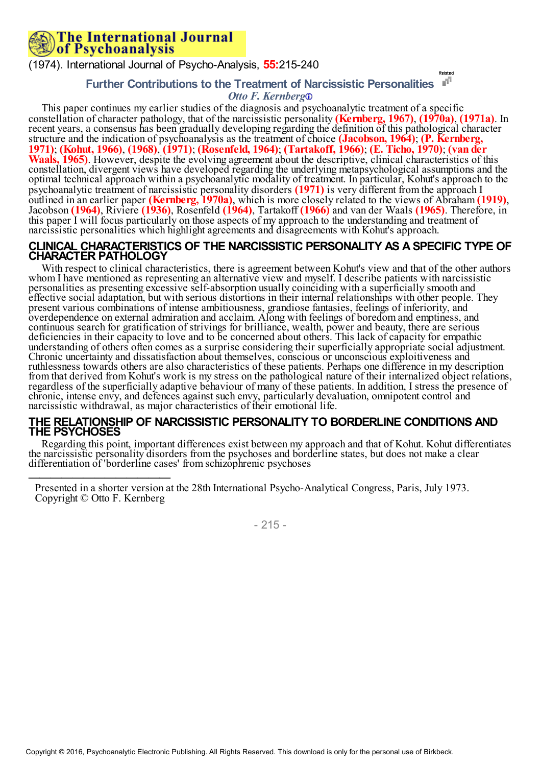# Further Contributions to the Treatment of Narcissistic Personalities

*Otto F. Kernberg*

This paper continues my earlier studies of the diagnosis and psychoanalytic treatment of a specific constellation of character pathology, that of the narcissistic personality **(Kernberg, 1967)**, **(1970a)**, **(1971a)**. In recent years, a consensus has been gradually developing regarding the definition of this pathological character structure and the indication of psychoanalysis as the treatment of choice **(Jacobson, 1964)**; **(P. Kernberg, 1971)**; **(Kohut, 1966)**, **(1968)**, **(1971)**; **(Rosenfeld, 1964)**; **(Tartakoff, 1966)**; **(E. Ticho, 1970)**; **(van der Waals, 1965)**. However, despite the evolving agreement about the descriptive, clinical characteristics of this constellation, divergent views have developed regarding the underlying metapsychological assumptions and the optimal technical approach within a psychoanalytic modality of treatment. In particular, Kohut's approach to the psychoanalytic treatment of narcissistic personality disorders **(1971)** is very different from the approach I outlined in an earlier paper **(Kernberg, 1970a)**, which is more closely related to the views of Abraham **(1919)**, Jacobson **(1964)**, Riviere **(1936)**, Rosenfeld **(1964)**, Tartakoff **(1966)** and van der Waals **(1965)**. Therefore, in this paper I will focus particularly on those aspects of my approach to the understanding and treatment of narcissistic personalities which highlight agreements and disagreements with Kohut's approach.

## CLINICAL CHARACTERISTICS OF THE NARCISSISTIC PERSONALITY AS A SPECIFIC TYPE OF CHARACTER PATHOLOGY

With respect to clinical characteristics, there is agreement between Kohut's view and that of the other authors whom I have mentioned as representing an alternative view and myself. I describe patients with narcissistic personalities as presenting excessive self-absorption usually coinciding with a superficially smooth and effective social adaptation, but with serious distortions in their internal relationships with other people. They present various combinations of intense ambitiousness, grandiose fantasies, feelings of inferiority, and overdependence on external admiration and acclaim. Along with feelings of boredom and emptiness, and continuous search for gratification of strivings for brilliance, wealth, power and beauty, there are serious deficiencies in their capacity to love and to be concerned about others. This lack of capacity for empathic understanding of others often comes as a surprise considering their superficially appropriate social adjustment. Chronic uncertainty and dissatisfaction about themselves, conscious or unconscious exploitiveness and ruthlessness towards others are also characteristics of these patients. Perhaps one difference in my description from that derived from Kohut's work is my stress on the pathological nature of their internalized object relations, regardless of the superficially adaptive behaviour of many of these patients. In addition, I stress the presence of chronic, intense envy, and defences against such envy, particularly devaluation, omnipotent control and narcissistic withdrawal, as major characteristics of their emotional life.

## THE RELATIONSHIP OF NARCISSISTIC PERSONALITY TO BORDERLINE CONDITIONS AND THE PSYCHOSES

Regarding this point, important differences exist between my approach and that of Kohut. Kohut differentiates the narcissistic personality disorders from the psychoses and borderline states, but does not make a clear differentiation of 'borderline cases' from schizophrenic psychoses

---

Presented in a shorter version at the 28th International Psycho-Analytical Congress, Paris, July 1973.
Copyright © Otto F. Kernberg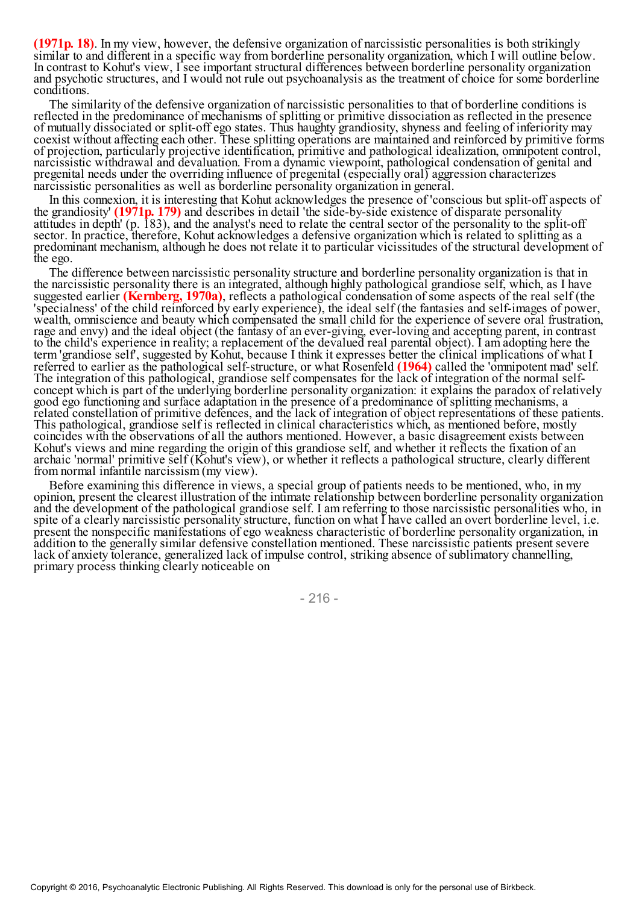(1971p. 18). In my view, however, the defensive organization of narcissistic personalities is both strikingly similar to and different in a specific way from borderline personality organization, which I will outline below. In contrast to Kohut's view, I see important structural differences between borderline personality organization and psychotic structures, and I would not rule out psychoanalysis as the treatment of choice for some borderline conditions.

The similarity of the defensive organization of narcissistic personalities to that of borderline conditions is reflected in the predominance of mechanisms of splitting or primitive dissociation as reflected in the presence of mutually dissociated or split-off ego states. Thus haughty grandiosity, shyness and feeling of inferiority may coexist without affecting each other. These splitting operations are maintained and reinforced by primitive forms of projection, particularly projective identification, primitive and pathological idealization, omnipotent control, narcissistic withdrawal and devaluation. From a dynamic viewpoint, pathological condensation of genital and pregenital needs under the overriding influence of pregenital (especially oral) aggression characterizes narcissistic personalities as well as borderline personality organization in general.

In this connexion, it is interesting that Kohut acknowledges the presence of 'conscious but split-off aspects of the grandiosity' (1971p. 179) and describes in detail 'the side-by-side existence of disparate personality attitudes in depth' (p. 183), and the analyst's need to relate the central sector of the personality to the split-off sector. In practice, therefore, Kohut acknowledges a defensive organization which is related to splitting as a predominant mechanism, although he does not relate it to particular vicissitudes of the structural development of the ego.

The difference between narcissistic personality structure and borderline personality organization is that in the narcissistic personality there is an integrated, although highly pathological grandiose self, which, as I have suggested earlier (Kernberg, 1970a), reflects a pathological condensation of some aspects of the real self (the 'specialness' of the child reinforced by early experience), the ideal self (the fantasies and self-images of power, wealth, omniscience and beauty which compensated the small child for the experience of severe oral frustration, rage and envy) and the ideal object (the fantasy of an ever-giving, ever-loving and accepting parent, in contrast to the child's experience in reality; a replacement of the devalued real parental object). I am adopting here the term 'grandiose self', suggested by Kohut, because I think it expresses better the clinical implications of what I referred to earlier as the pathological self-structure, or what Rosenfeld (1964) called the 'omnipotent mad' self. The integration of this pathological, grandiose self compensates for the lack of integration of the normal self-concept which is part of the underlying borderline personality organization: it explains the paradox of relatively good ego functioning and surface adaptation in the presence of a predominance of splitting mechanisms, a related constellation of primitive defences, and the lack of integration of object representations of these patients. This pathological, grandiose self is reflected in clinical characteristics which, as mentioned before, mostly coincides with the observations of all the authors mentioned. However, a basic disagreement exists between Kohut's views and mine regarding the origin of this grandiose self, and whether it reflects the fixation of an archaic 'normal' primitive self (Kohut's view), or whether it reflects a pathological structure, clearly different from normal infantile narcissism (my view).

Before examining this difference in views, a special group of patients needs to be mentioned, who, in my opinion, present the clearest illustration of the intimate relationship between borderline personality organization and the development of the pathological grandiose self. I am referring to those narcissistic personalities who, in spite of a clearly narcissistic personality structure, function on what I have called an overt borderline level, i.e. present the nonspecific manifestations of ego weakness characteristic of borderline personality organization, in addition to the generally similar defensive constellation mentioned. These narcissistic patients present severe lack of anxiety tolerance, generalized lack of impulse control, striking absence of sublimatory channelling, primary process thinking clearly noticeable on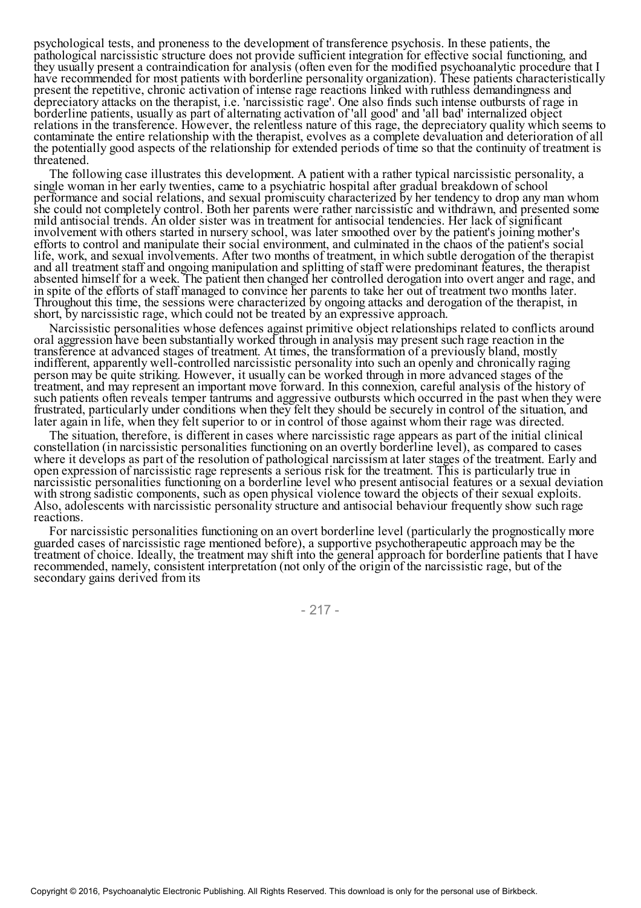psychological tests, and proneness to the development of transference psychosis. In these patients, the pathological narcissistic structure does not provide sufficient integration for effective social functioning, and they usually present a contraindication for analysis (often even for the modified psychoanalytic procedure that I have recommended for most patients with borderline personality organization). These patients characteristically present the repetitive, chronic activation of intense rage reactions linked with ruthless demandingness and depreciatory attacks on the therapist, i.e. 'narcissistic rage'. One also finds such intense outbursts of rage in borderline patients, usually as part of alternating activation of 'all good' and 'all bad' internalized object relations in the transference. However, the relentless nature of this rage, the depreciatory quality which seems to contaminate the entire relationship with the therapist, evolves as a complete devaluation and deterioration of all the potentially good aspects of the relationship for extended periods of time so that the continuity of treatment is threatened.

The following case illustrates this development. A patient with a rather typical narcissistic personality, a single woman in her early twenties, came to a psychiatric hospital after gradual breakdown of school performance and social relations, and sexual promiscuity characterized by her tendency to drop any man whom she could not completely control. Both her parents were rather narcissistic and withdrawn, and presented some mild antisocial trends. An older sister was in treatment for antisocial tendencies. Her lack of significant involvement with others started in nursery school, was later smoothed over by the patient's joining mother's efforts to control and manipulate their social environment, and culminated in the chaos of the patient's social life, work, and sexual involvements. After two months of treatment, in which subtle derogation of the therapist and all treatment staff and ongoing manipulation and splitting of staff were predominant features, the therapist absented himself for a week. The patient then changed her controlled derogation into overt anger and rage, and in spite of the efforts of staff managed to convince her parents to take her out of treatment two months later. Throughout this time, the sessions were characterized by ongoing attacks and derogation of the therapist, in short, by narcissistic rage, which could not be treated by an expressive approach.

Narcissistic personalities whose defences against primitive object relationships related to conflicts around oral aggression have been substantially worked through in analysis may present such rage reaction in the transference at advanced stages of treatment. At times, the transformation of a previously bland, mostly indifferent, apparently well-controlled narcissistic personality into such an openly and chronically raging person may be quite striking. However, it usually can be worked through in more advanced stages of the treatment, and may represent an important move forward. In this connexion, careful analysis of the history of such patients often reveals temper tantrums and aggressive outbursts which occurred in the past when they were frustrated, particularly under conditions when they felt they should be securely in control of the situation, and later again in life, when they felt superior to or in control of those against whom their rage was directed.

The situation, therefore, is different in cases where narcissistic rage appears as part of the initial clinical constellation (in narcissistic personalities functioning on an overtly borderline level), as compared to cases where it develops as part of the resolution of pathological narcissism at later stages of the treatment. Early and open expression of narcissistic rage represents a serious risk for the treatment. This is particularly true in narcissistic personalities functioning on a borderline level who present antisocial features or a sexual deviation with strong sadistic components, such as open physical violence toward the objects of their sexual exploits. Also, adolescents with narcissistic personality structure and antisocial behaviour frequently show such rage reactions.

For narcissistic personalities functioning on an overt borderline level (particularly the prognostically more guarded cases of narcissistic rage mentioned before), a supportive psychotherapeutic approach may be the treatment of choice. Ideally, the treatment may shift into the general approach for borderline patients that I have recommended, namely, consistent interpretation (not only of the origin of the narcissistic rage, but of the secondary gains derived from its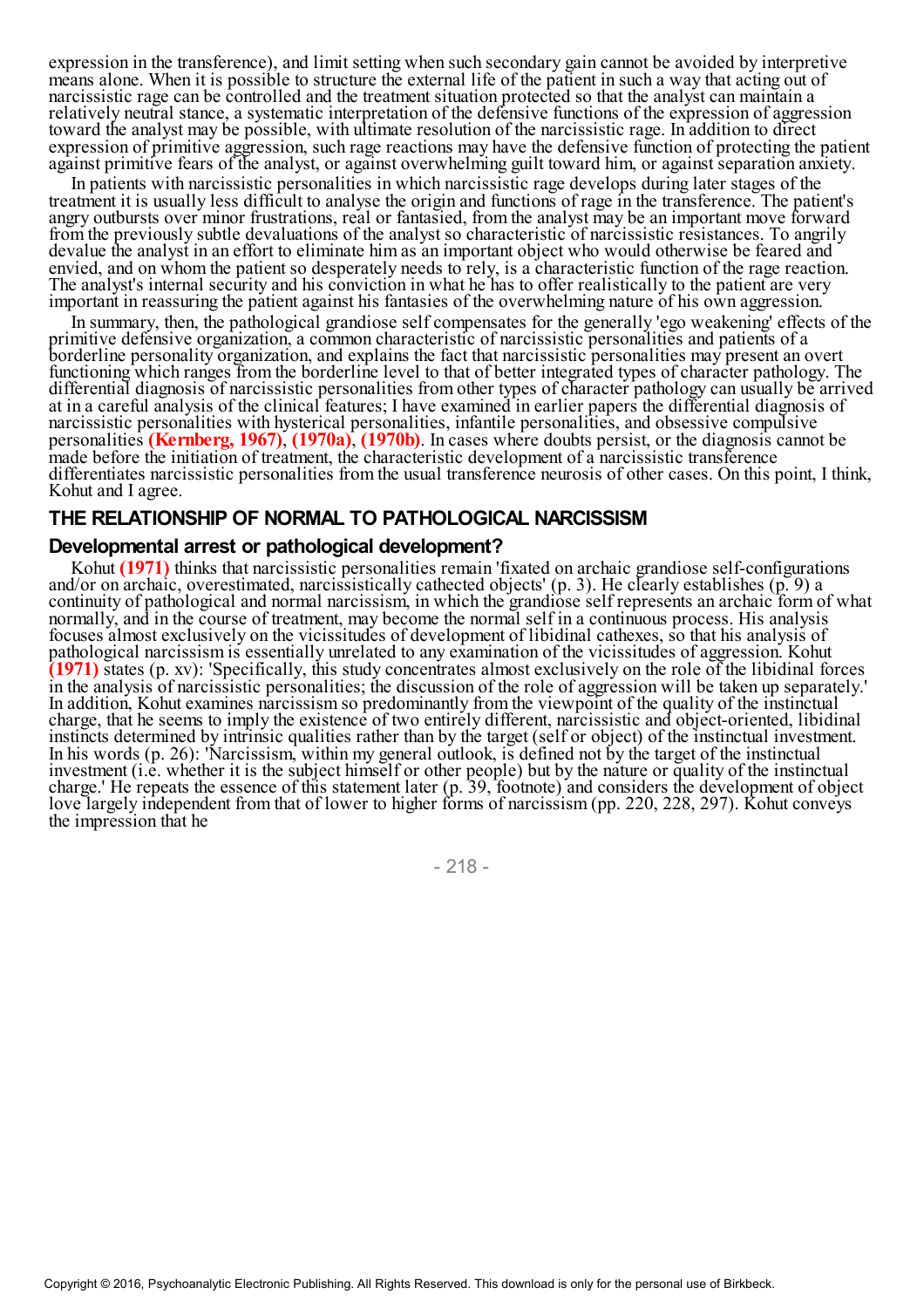expression in the transference), and limit setting when such secondary gain cannot be avoided by interpretive means alone. When it is possible to structure the external life of the patient in such a way that acting out of narcissistic rage can be controlled and the treatment situation protected so that the analyst can maintain a relatively neutral stance, a systematic interpretation of the defensive functions of the expression of aggression toward the analyst may be possible, with ultimate resolution of the narcissistic rage. In addition to direct expression of primitive aggression, such rage reactions may have the defensive function of protecting the patient against primitive fears of the analyst, or against overwhelming guilt toward him, or against separation anxiety.

In patients with narcissistic personalities in which narcissistic rage develops during later stages of the treatment it is usually less difficult to analyse the origin and functions of rage in the transference. The patient's angry outbursts over minor frustrations, real or fantasied, from the analyst may be an important move forward from the previously subtle devaluations of the analyst so characteristic of narcissistic resistances. To angrily devalue the analyst in an effort to eliminate him as an important object who would otherwise be feared and envied, and on whom the patient so desperately needs to rely, is a characteristic function of the rage reaction. The analyst's internal security and his conviction in what he has to offer realistically to the patient are very important in reassuring the patient against his fantasies of the overwhelming nature of his own aggression.

In summary, then, the pathological grandiose self compensates for the generally 'ego weakening' effects of the primitive defensive organization, a common characteristic of narcissistic personalities and patients of a borderline personality organization, and explains the fact that narcissistic personalities may present an overt functioning which ranges from the borderline level to that of better integrated types of character pathology. The differential diagnosis of narcissistic personalities from other types of character pathology can usually be arrived at in a careful analysis of the clinical features; I have examined in earlier papers the differential diagnosis of narcissistic personalities with hysterical personalities, infantile personalities, and obsessive compulsive personalities **(Kernberg, 1967)**, **(1970a)**, **(1970b)**. In cases where doubts persist, or the diagnosis cannot be made before the initiation of treatment, the characteristic development of a narcissistic transference differentiates narcissistic personalities from the usual transference neurosis of other cases. On this point, I think, Kohut and I agree.

## THE RELATIONSHIP OF NORMAL TO PATHOLOGICAL NARCISSISM

### Developmental arrest or pathological development?

Kohut **(1971)** thinks that narcissistic personalities remain 'fixated on archaic grandiose self-configurations and/or on archaic, overestimated, narcissistically cathected objects' (p. 3). He clearly establishes (p. 9) a continuity of pathological and normal narcissism, in which the grandiose self represents an archaic form of what normally, and in the course of treatment, may become the normal self in a continuous process. His analysis focuses almost exclusively on the vicissitudes of development of libidinal cathexes, so that his analysis of pathological narcissism is essentially unrelated to any examination of the vicissitudes of aggression. Kohut **(1971)** states (p. xv): 'Specifically, this study concentrates almost exclusively on the role of the libidinal forces in the analysis of narcissistic personalities; the discussion of the role of aggression will be taken up separately.' In addition, Kohut examines narcissism so predominantly from the viewpoint of the quality of the instinctual charge, that he seems to imply the existence of two entirely different, narcissistic and object-oriented, libidinal instincts determined by intrinsic qualities rather than by the target (self or object) of the instinctual investment. In his words (p. 26): 'Narcissism, within my general outlook, is defined not by the target of the instinctual investment (i.e. whether it is the subject himself or other people) but by the nature or quality of the instinctual charge.' He repeats the essence of this statement later (p. 39, footnote) and considers the development of object love largely independent from that of lower to higher forms of narcissism (pp. 220, 228, 297). Kohut conveys the impression that he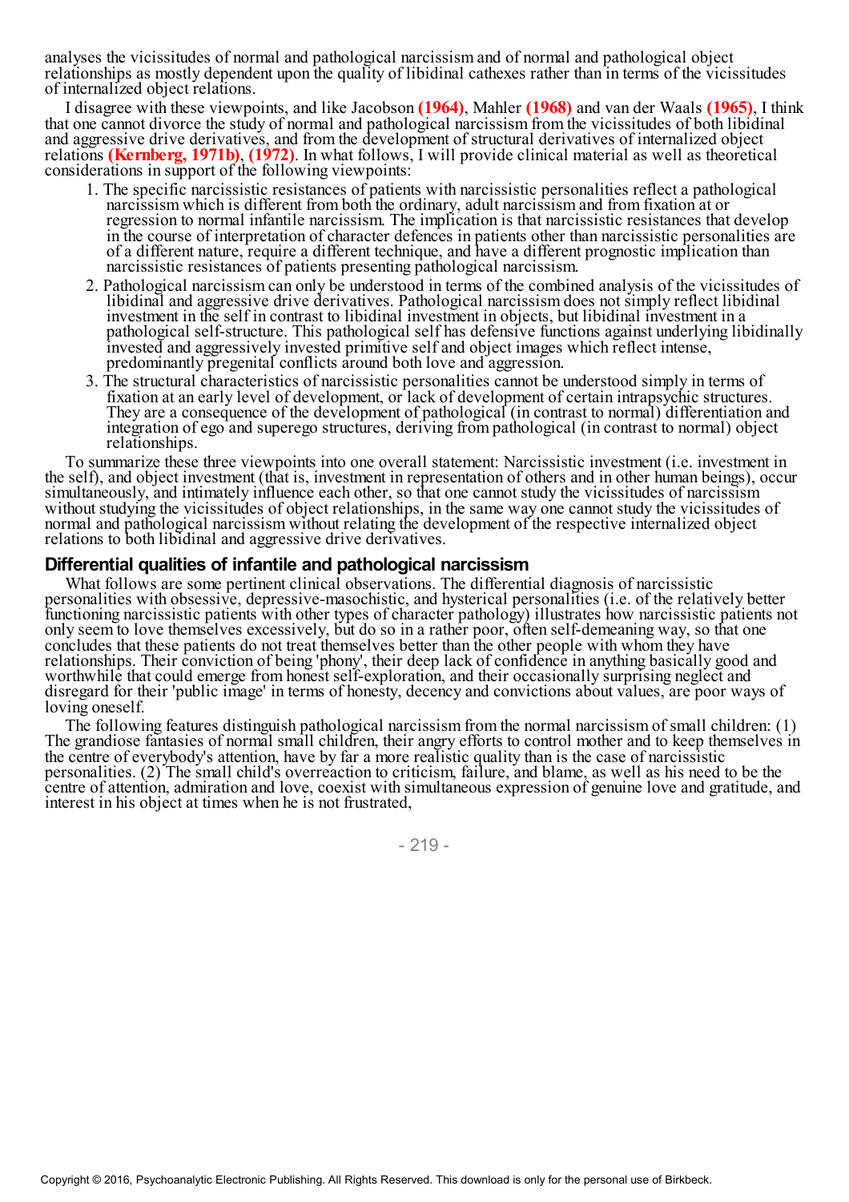analyses the vicissitudes of normal and pathological narcissism and of normal and pathological object relationships as mostly dependent upon the quality of libidinal cathexes rather than in terms of the vicissitudes of internalized object relations.

I disagree with these viewpoints, and like Jacobson **(1964)**, Mahler **(1968)** and van der Waals **(1965)**, I think that one cannot divorce the study of normal and pathological narcissism from the vicissitudes of both libidinal and aggressive drive derivatives, and from the development of structural derivatives of internalized object relations **(Kernberg, 1971b)**, **(1972)**. In what follows, I will provide clinical material as well as theoretical considerations in support of the following viewpoints:

1. The specific narcissistic resistances of patients with narcissistic personalities reflect a pathological narcissism which is different from both the ordinary, adult narcissism and from fixation at or regression to normal infantile narcissism. The implication is that narcissistic resistances that develop in the course of interpretation of character defences in patients other than narcissistic personalities are of a different nature, require a different technique, and have a different prognostic implication than narcissistic resistances of patients presenting pathological narcissism.
2. Pathological narcissism can only be understood in terms of the combined analysis of the vicissitudes of libidinal and aggressive drive derivatives. Pathological narcissism does not simply reflect libidinal investment in the self in contrast to libidinal investment in objects, but libidinal investment in a pathological self-structure. This pathological self has defensive functions against underlying libidinally invested and aggressively invested primitive self and object images which reflect intense, predominantly pregenital conflicts around both love and aggression.
3. The structural characteristics of narcissistic personalities cannot be understood simply in terms of fixation at an early level of development, or lack of development of certain intrapsychic structures. They are a consequence of the development of pathological (in contrast to normal) differentiation and integration of ego and superego structures, deriving from pathological (in contrast to normal) object relationships.

To summarize these three viewpoints into one overall statement: Narcissistic investment (i.e. investment in the self), and object investment (that is, investment in representation of others and in other human beings), occur simultaneously, and intimately influence each other, so that one cannot study the vicissitudes of narcissism without studying the vicissitudes of object relationships, in the same way one cannot study the vicissitudes of normal and pathological narcissism without relating the development of the respective internalized object relations to both libidinal and aggressive drive derivatives.

## Differential qualities of infantile and pathological narcissism

What follows are some pertinent clinical observations. The differential diagnosis of narcissistic personalities with obsessive, depressive-masochistic, and hysterical personalities (i.e. of the relatively better functioning narcissistic patients with other types of character pathology) illustrates how narcissistic patients not only seem to love themselves excessively, but do so in a rather poor, often self-demeaning way, so that one concludes that these patients do not treat themselves better than the other people with whom they have relationships. Their conviction of being 'phony', their deep lack of confidence in anything basically good and worthwhile that could emerge from honest self-exploration, and their occasionally surprising neglect and disregard for their 'public image' in terms of honesty, decency and convictions about values, are poor ways of loving oneself.

The following features distinguish pathological narcissism from the normal narcissism of small children: (1) The grandiose fantasies of normal small children, their angry efforts to control mother and to keep themselves in the centre of everybody's attention, have by far a more realistic quality than is the case of narcissistic personalities. (2) The small child's overreaction to criticism, failure, and blame, as well as his need to be the centre of attention, admiration and love, coexist with simultaneous expression of genuine love and gratitude, and interest in his object at times when he is not frustrated,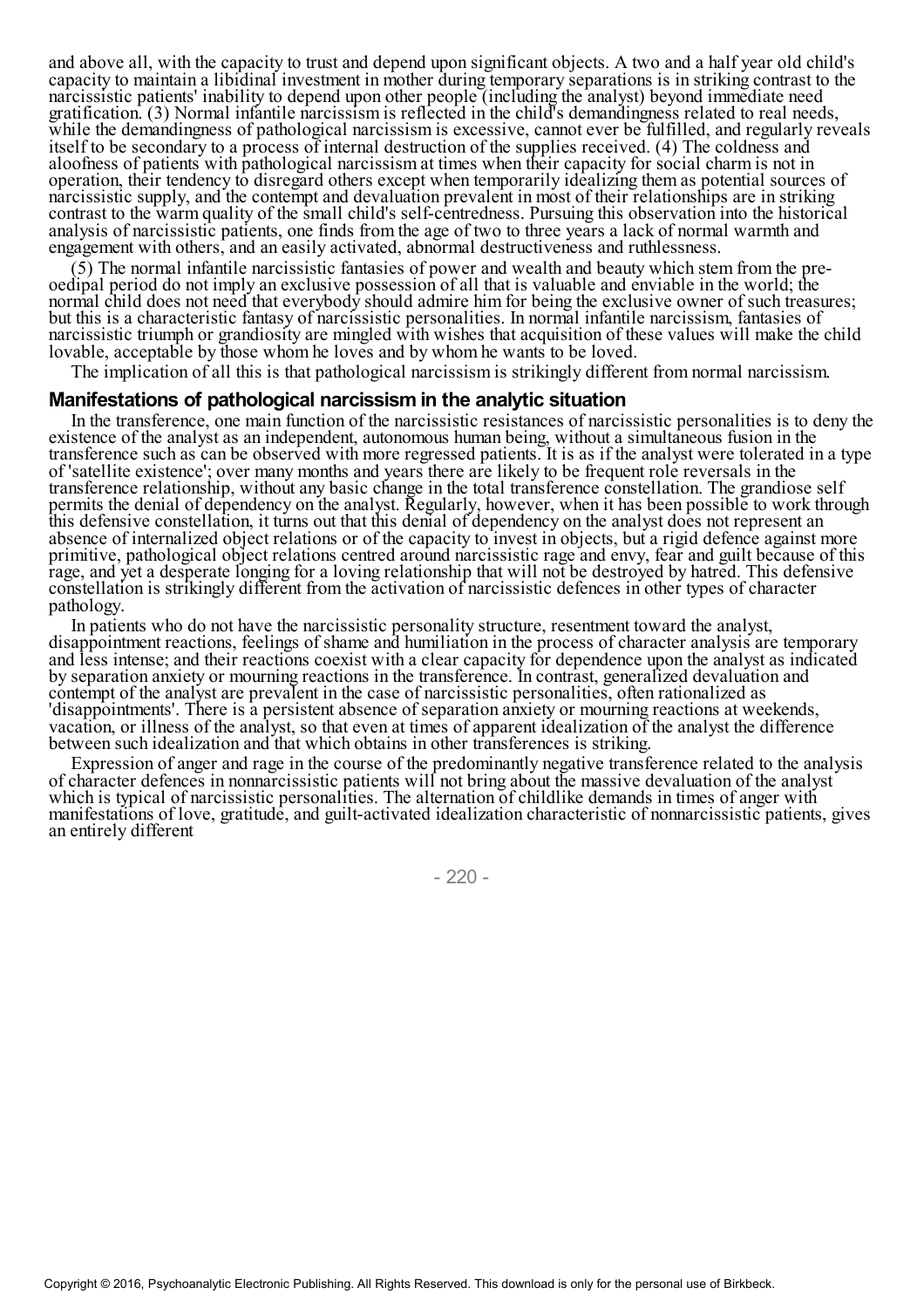and above all, with the capacity to trust and depend upon significant objects. A two and a half year old child's capacity to maintain a libidinal investment in mother during temporary separations is in striking contrast to the narcissistic patients' inability to depend upon other people (including the analyst) beyond immediate need gratification. (3) Normal infantile narcissism is reflected in the child's demandingness related to real needs, while the demandingness of pathological narcissism is excessive, cannot ever be fulfilled, and regularly reveals itself to be secondary to a process of internal destruction of the supplies received. (4) The coldness and aloofness of patients with pathological narcissism at times when their capacity for social charm is not in operation, their tendency to disregard others except when temporarily idealizing them as potential sources of narcissistic supply, and the contempt and devaluation prevalent in most of their relationships are in striking contrast to the warm quality of the small child's self-centredness. Pursuing this observation into the historical analysis of narcissistic patients, one finds from the age of two to three years a lack of normal warmth and engagement with others, and an easily activated, abnormal destructiveness and ruthlessness.

(5) The normal infantile narcissistic fantasies of power and wealth and beauty which stem from the pre-oedipal period do not imply an exclusive possession of all that is valuable and enviable in the world; the normal child does not need that everybody should admire him for being the exclusive owner of such treasures; but this is a characteristic fantasy of narcissistic personalities. In normal infantile narcissism, fantasies of narcissistic triumph or grandiosity are mingled with wishes that acquisition of these values will make the child lovable, acceptable by those whom he loves and by whom he wants to be loved.

The implication of all this is that pathological narcissism is strikingly different from normal narcissism.

## Manifestations of pathological narcissism in the analytic situation

In the transference, one main function of the narcissistic resistances of narcissistic personalities is to deny the existence of the analyst as an independent, autonomous human being, without a simultaneous fusion in the transference such as can be observed with more regressed patients. It is as if the analyst were tolerated in a type of 'satellite existence'; over many months and years there are likely to be frequent role reversals in the transference relationship, without any basic change in the total transference constellation. The grandiose self permits the denial of dependency on the analyst. Regularly, however, when it has been possible to work through this defensive constellation, it turns out that this denial of dependency on the analyst does not represent an absence of internalized object relations or of the capacity to invest in objects, but a rigid defence against more primitive, pathological object relations centred around narcissistic rage and envy, fear and guilt because of this rage, and yet a desperate longing for a loving relationship that will not be destroyed by hatred. This defensive constellation is strikingly different from the activation of narcissistic defences in other types of character pathology.

In patients who do not have the narcissistic personality structure, resentment toward the analyst, disappointment reactions, feelings of shame and humiliation in the process of character analysis are temporary and less intense; and their reactions coexist with a clear capacity for dependence upon the analyst as indicated by separation anxiety or mourning reactions in the transference. In contrast, generalized devaluation and contempt of the analyst are prevalent in the case of narcissistic personalities, often rationalized as 'disappointments'. There is a persistent absence of separation anxiety or mourning reactions at weekends, vacation, or illness of the analyst, so that even at times of apparent idealization of the analyst the difference between such idealization and that which obtains in other transferences is striking.

Expression of anger and rage in the course of the predominantly negative transference related to the analysis of character defences in nonnarcissistic patients will not bring about the massive devaluation of the analyst which is typical of narcissistic personalities. The alternation of childlike demands in times of anger with manifestations of love, gratitude, and guilt-activated idealization characteristic of nonnarcissistic patients, gives an entirely different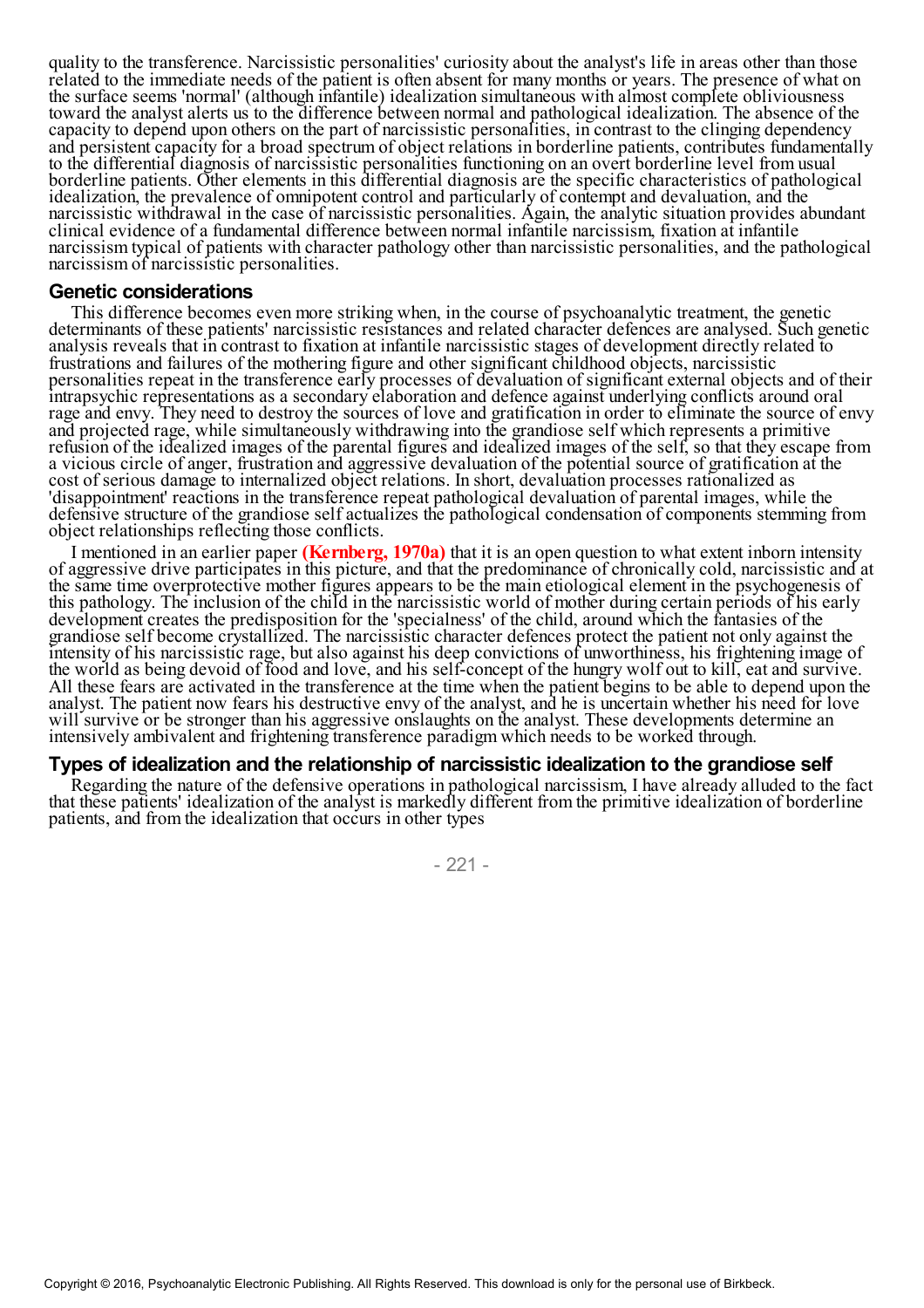quality to the transference. Narcissistic personalities' curiosity about the analyst's life in areas other than those related to the immediate needs of the patient is often absent for many months or years. The presence of what on the surface seems 'normal' (although infantile) idealization simultaneous with almost complete obliviousness toward the analyst alerts us to the difference between normal and pathological idealization. The absence of the capacity to depend upon others on the part of narcissistic personalities, in contrast to the clinging dependency and persistent capacity for a broad spectrum of object relations in borderline patients, contributes fundamentally to the differential diagnosis of narcissistic personalities functioning on an overt borderline level from usual borderline patients. Other elements in this differential diagnosis are the specific characteristics of pathological idealization, the prevalence of omnipotent control and particularly of contempt and devaluation, and the narcissistic withdrawal in the case of narcissistic personalities. Again, the analytic situation provides abundant clinical evidence of a fundamental difference between normal infantile narcissism, fixation at infantile narcissism typical of patients with character pathology other than narcissistic personalities, and the pathological narcissism of narcissistic personalities.

## Genetic considerations

This difference becomes even more striking when, in the course of psychoanalytic treatment, the genetic determinants of these patients' narcissistic resistances and related character defences are analysed. Such genetic analysis reveals that in contrast to fixation at infantile narcissistic stages of development directly related to frustrations and failures of the mothering figure and other significant childhood objects, narcissistic personalities repeat in the transference early processes of devaluation of significant external objects and of their intrapsychic representations as a secondary elaboration and defence against underlying conflicts around oral rage and envy. They need to destroy the sources of love and gratification in order to eliminate the source of envy and projected rage, while simultaneously withdrawing into the grandiose self which represents a primitive refusion of the idealized images of the parental figures and idealized images of the self, so that they escape from a vicious circle of anger, frustration and aggressive devaluation of the potential source of gratification at the cost of serious damage to internalized object relations. In short, devaluation processes rationalized as 'disappointment' reactions in the transference repeat pathological devaluation of parental images, while the defensive structure of the grandiose self actualizes the pathological condensation of components stemming from object relationships reflecting those conflicts.

I mentioned in an earlier paper **(Kernberg, 1970a)** that it is an open question to what extent inborn intensity of aggressive drive participates in this picture, and that the predominance of chronically cold, narcissistic and at the same time overprotective mother figures appears to be the main etiological element in the psychogenesis of this pathology. The inclusion of the child in the narcissistic world of mother during certain periods of his early development creates the predisposition for the 'specialness' of the child, around which the fantasies of the grandiose self become crystallized. The narcissistic character defences protect the patient not only against the intensity of his narcissistic rage, but also against his deep convictions of unworthiness, his frightening image of the world as being devoid of food and love, and his self-concept of the hungry wolf out to kill, eat and survive. All these fears are activated in the transference at the time when the patient begins to be able to depend upon the analyst. The patient now fears his destructive envy of the analyst, and he is uncertain whether his need for love will survive or be stronger than his aggressive onslaughts on the analyst. These developments determine an intensively ambivalent and frightening transference paradigm which needs to be worked through.

## Types of idealization and the relationship of narcissistic idealization to the grandiose self

Regarding the nature of the defensive operations in pathological narcissism, I have already alluded to the fact that these patients' idealization of the analyst is markedly different from the primitive idealization of borderline patients, and from the idealization that occurs in other types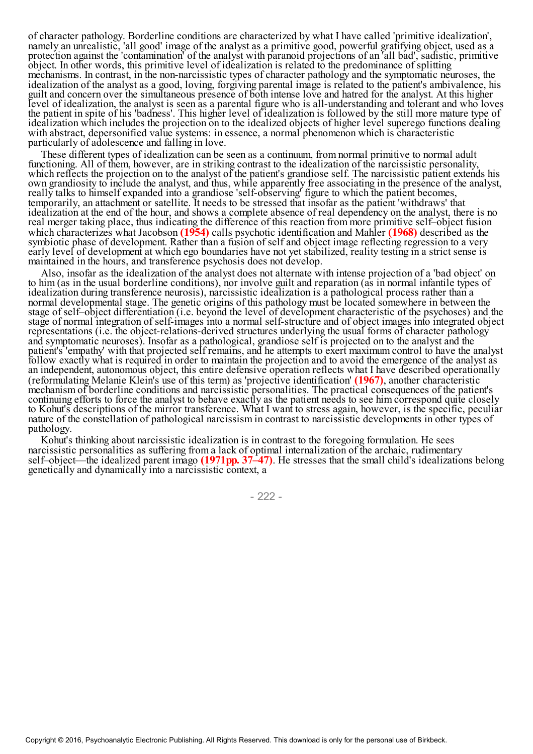of character pathology. Borderline conditions are characterized by what I have called 'primitive idealization', namely an unrealistic, 'all good' image of the analyst as a primitive good, powerful gratifying object, used as a protection against the 'contamination' of the analyst with paranoid projections of an 'all bad', sadistic, primitive object. In other words, this primitive level of idealization is related to the predominance of splitting mechanisms. In contrast, in the non-narcissistic types of character pathology and the symptomatic neuroses, the idealization of the analyst as a good, loving, forgiving parental image is related to the patient's ambivalence, his guilt and concern over the simultaneous presence of both intense love and hatred for the analyst. At this higher level of idealization, the analyst is seen as a parental figure who is all-understanding and tolerant and who loves the patient in spite of his 'badness'. This higher level of idealization is followed by the still more mature type of idealization which includes the projection on to the idealized objects of higher level superego functions dealing with abstract, depersonified value systems: in essence, a normal phenomenon which is characteristic particularly of adolescence and falling in love.

These different types of idealization can be seen as a continuum, from normal primitive to normal adult functioning. All of them, however, are in striking contrast to the idealization of the narcissistic personality, which reflects the projection on to the analyst of the patient's grandiose self. The narcissistic patient extends his own grandiosity to include the analyst, and thus, while apparently free associating in the presence of the analyst, really talks to himself expanded into a grandiose 'self-observing' figure to which the patient becomes, temporarily, an attachment or satellite. It needs to be stressed that insofar as the patient 'withdraws' that idealization at the end of the hour, and shows a complete absence of real dependency on the analyst, there is no real merger taking place, thus indicating the difference of this reaction from more primitive self–object fusion which characterizes what Jacobson **(1954)** calls psychotic identification and Mahler **(1968)** described as the symbiotic phase of development. Rather than a fusion of self and object image reflecting regression to a very early level of development at which ego boundaries have not yet stabilized, reality testing in a strict sense is maintained in the hours, and transference psychosis does not develop.

Also, insofar as the idealization of the analyst does not alternate with intense projection of a 'bad object' on to him (as in the usual borderline conditions), nor involve guilt and reparation (as in normal infantile types of idealization during transference neurosis), narcissistic idealization is a pathological process rather than a normal developmental stage. The genetic origins of this pathology must be located somewhere in between the stage of self–object differentiation (i.e. beyond the level of development characteristic of the psychoses) and the stage of normal integration of self-images into a normal self-structure and of object images into integrated object representations (i.e. the object-relations-derived structures underlying the usual forms of character pathology and symptomatic neuroses). Insofar as a pathological, grandiose self is projected on to the analyst and the patient's 'empathy' with that projected self remains, and he attempts to exert maximum control to have the analyst follow exactly what is required in order to maintain the projection and to avoid the emergence of the analyst as an independent, autonomous object, this entire defensive operation reflects what I have described operationally (reformulating Melanie Klein's use of this term) as 'projective identification' **(1967)**, another characteristic mechanism of borderline conditions and narcissistic personalities. The practical consequences of the patient's continuing efforts to force the analyst to behave exactly as the patient needs to see him correspond quite closely to Kohut's descriptions of the mirror transference. What I want to stress again, however, is the specific, peculiar nature of the constellation of pathological narcissism in contrast to narcissistic developments in other types of pathology.

Kohut's thinking about narcissistic idealization is in contrast to the foregoing formulation. He sees narcissistic personalities as suffering from a lack of optimal internalization of the archaic, rudimentary self–object—the idealized parent imago **(1971pp. 37–47)**. He stresses that the small child's idealizations belong genetically and dynamically into a narcissistic context, a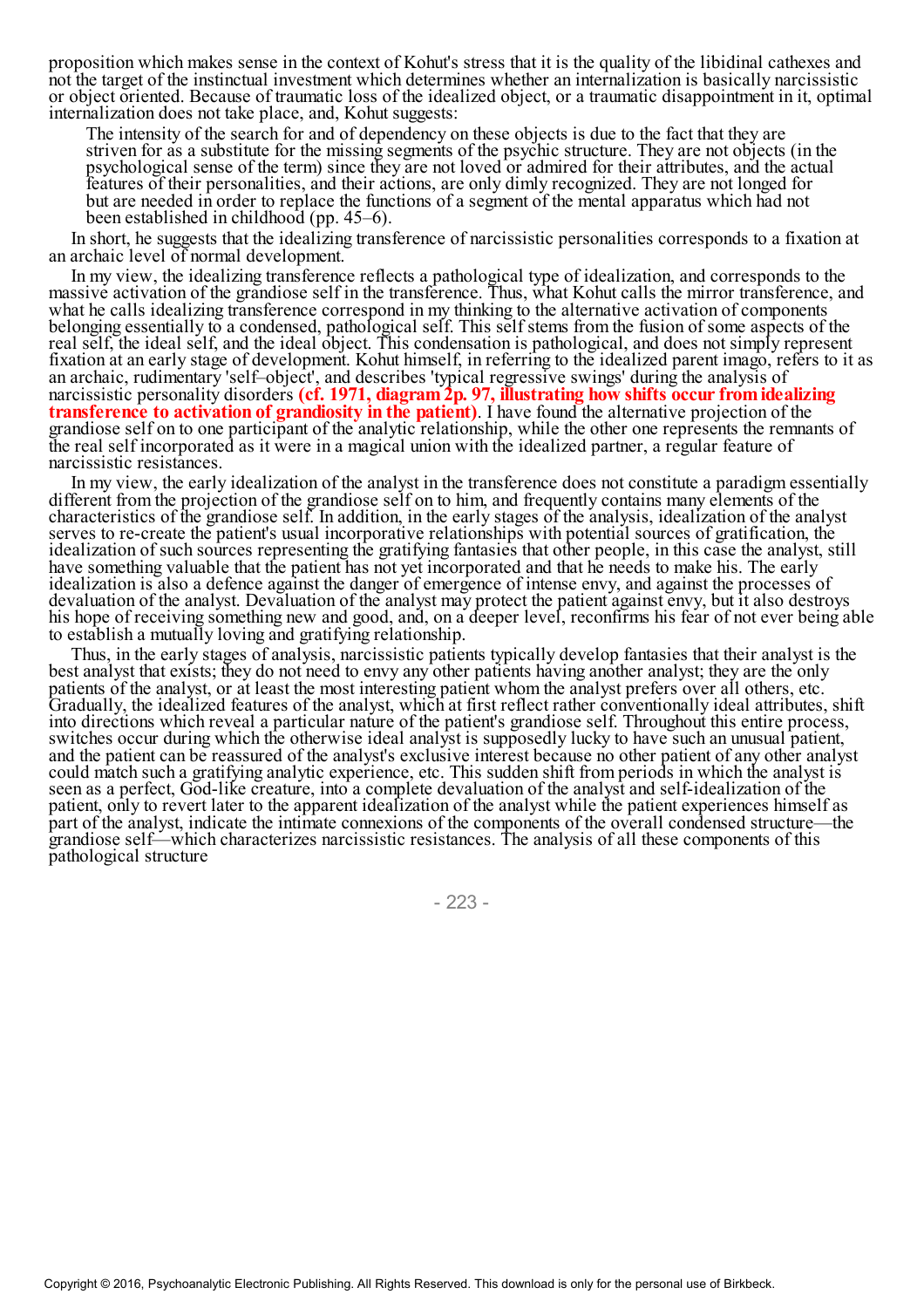proposition which makes sense in the context of Kohut's stress that it is the quality of the libidinal cathexes and not the target of the instinctual investment which determines whether an internalization is basically narcissistic or object oriented. Because of traumatic loss of the idealized object, or a traumatic disappointment in it, optimal internalization does not take place, and, Kohut suggests:

> The intensity of the search for and of dependency on these objects is due to the fact that they are striven for as a substitute for the missing segments of the psychic structure. They are not objects (in the psychological sense of the term) since they are not loved or admired for their attributes, and the actual features of their personalities, and their actions, are only dimly recognized. They are not longed for but are needed in order to replace the functions of a segment of the mental apparatus which had not been established in childhood (pp. 45–6).

In short, he suggests that the idealizing transference of narcissistic personalities corresponds to a fixation at an archaic level of normal development.

In my view, the idealizing transference reflects a pathological type of idealization, and corresponds to the massive activation of the grandiose self in the transference. Thus, what Kohut calls the mirror transference, and what he calls idealizing transference correspond in my thinking to the alternative activation of components belonging essentially to a condensed, pathological self. This self stems from the fusion of some aspects of the real self, the ideal self, and the ideal object. This condensation is pathological, and does not simply represent fixation at an early stage of development. Kohut himself, in referring to the idealized parent imago, refers to it as an archaic, rudimentary 'self–object', and describes 'typical regressive swings' during the analysis of narcissistic personality disorders **(cf. 1971, diagram 2p. 97, illustrating how shifts occur from idealizing transference to activation of grandiosity in the patient)**. I have found the alternative projection of the grandiose self on to one participant of the analytic relationship, while the other one represents the remnants of the real self incorporated as it were in a magical union with the idealized partner, a regular feature of narcissistic resistances.

In my view, the early idealization of the analyst in the transference does not constitute a paradigm essentially different from the projection of the grandiose self on to him, and frequently contains many elements of the characteristics of the grandiose self. In addition, in the early stages of the analysis, idealization of the analyst serves to re-create the patient's usual incorporative relationships with potential sources of gratification, the idealization of such sources representing the gratifying fantasies that other people, in this case the analyst, still have something valuable that the patient has not yet incorporated and that he needs to make his. The early idealization is also a defence against the danger of emergence of intense envy, and against the processes of devaluation of the analyst. Devaluation of the analyst may protect the patient against envy, but it also destroys his hope of receiving something new and good, and, on a deeper level, reconfirms his fear of not ever being able to establish a mutually loving and gratifying relationship.

Thus, in the early stages of analysis, narcissistic patients typically develop fantasies that their analyst is the best analyst that exists; they do not need to envy any other patients having another analyst; they are the only patients of the analyst, or at least the most interesting patient whom the analyst prefers over all others, etc. Gradually, the idealized features of the analyst, which at first reflect rather conventionally ideal attributes, shift into directions which reveal a particular nature of the patient's grandiose self. Throughout this entire process, switches occur during which the otherwise ideal analyst is supposedly lucky to have such an unusual patient, and the patient can be reassured of the analyst's exclusive interest because no other patient of any other analyst could match such a gratifying analytic experience, etc. This sudden shift from periods in which the analyst is seen as a perfect, God-like creature, into a complete devaluation of the analyst and self-idealization of the patient, only to revert later to the apparent idealization of the analyst while the patient experiences himself as part of the analyst, indicate the intimate connexions of the components of the overall condensed structure—the grandiose self—which characterizes narcissistic resistances. The analysis of all these components of this pathological structure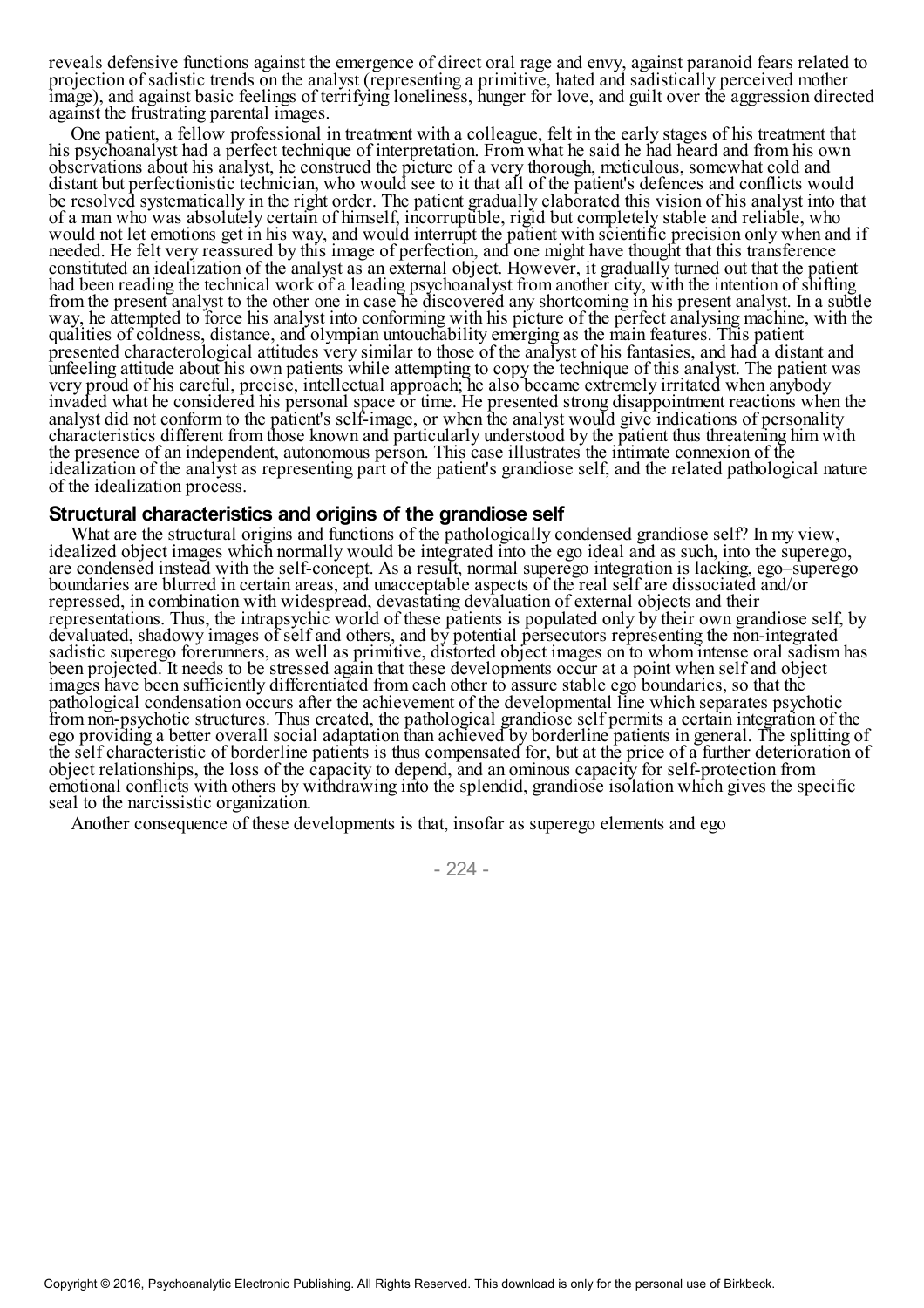reveals defensive functions against the emergence of direct oral rage and envy, against paranoid fears related to projection of sadistic trends on the analyst (representing a primitive, hated and sadistically perceived mother image), and against basic feelings of terrifying loneliness, hunger for love, and guilt over the aggression directed against the frustrating parental images.

One patient, a fellow professional in treatment with a colleague, felt in the early stages of his treatment that his psychoanalyst had a perfect technique of interpretation. From what he said he had heard and from his own observations about his analyst, he construed the picture of a very thorough, meticulous, somewhat cold and distant but perfectionistic technician, who would see to it that all of the patient's defences and conflicts would be resolved systematically in the right order. The patient gradually elaborated this vision of his analyst into that of a man who was absolutely certain of himself, incorruptible, rigid but completely stable and reliable, who would not let emotions get in his way, and would interrupt the patient with scientific precision only when and if needed. He felt very reassured by this image of perfection, and one might have thought that this transference constituted an idealization of the analyst as an external object. However, it gradually turned out that the patient had been reading the technical work of a leading psychoanalyst from another city, with the intention of shifting from the present analyst to the other one in case he discovered any shortcoming in his present analyst. In a subtle way, he attempted to force his analyst into conforming with his picture of the perfect analysing machine, with the qualities of coldness, distance, and olympian untouchability emerging as the main features. This patient presented characterological attitudes very similar to those of the analyst of his fantasies, and had a distant and unfeeling attitude about his own patients while attempting to copy the technique of this analyst. The patient was very proud of his careful, precise, intellectual approach; he also became extremely irritated when anybody invaded what he considered his personal space or time. He presented strong disappointment reactions when the analyst did not conform to the patient's self-image, or when the analyst would give indications of personality characteristics different from those known and particularly understood by the patient thus threatening him with the presence of an independent, autonomous person. This case illustrates the intimate connexion of the idealization of the analyst as representing part of the patient's grandiose self, and the related pathological nature of the idealization process.

## Structural characteristics and origins of the grandiose self

What are the structural origins and functions of the pathologically condensed grandiose self? In my view, idealized object images which normally would be integrated into the ego ideal and as such, into the superego, are condensed instead with the self-concept. As a result, normal superego integration is lacking, ego–superego boundaries are blurred in certain areas, and unacceptable aspects of the real self are dissociated and/or repressed, in combination with widespread, devastating devaluation of external objects and their representations. Thus, the intrapsychic world of these patients is populated only by their own grandiose self, by devaluated, shadowy images of self and others, and by potential persecutors representing the non-integrated sadistic superego forerunners, as well as primitive, distorted object images on to whom intense oral sadism has been projected. It needs to be stressed again that these developments occur at a point when self and object images have been sufficiently differentiated from each other to assure stable ego boundaries, so that the pathological condensation occurs after the achievement of the developmental line which separates psychotic from non-psychotic structures. Thus created, the pathological grandiose self permits a certain integration of the ego providing a better overall social adaptation than achieved by borderline patients in general. The splitting of the self characteristic of borderline patients is thus compensated for, but at the price of a further deterioration of object relationships, the loss of the capacity to depend, and an ominous capacity for self-protection from emotional conflicts with others by withdrawing into the splendid, grandiose isolation which gives the specific seal to the narcissistic organization.

Another consequence of these developments is that, insofar as superego elements and ego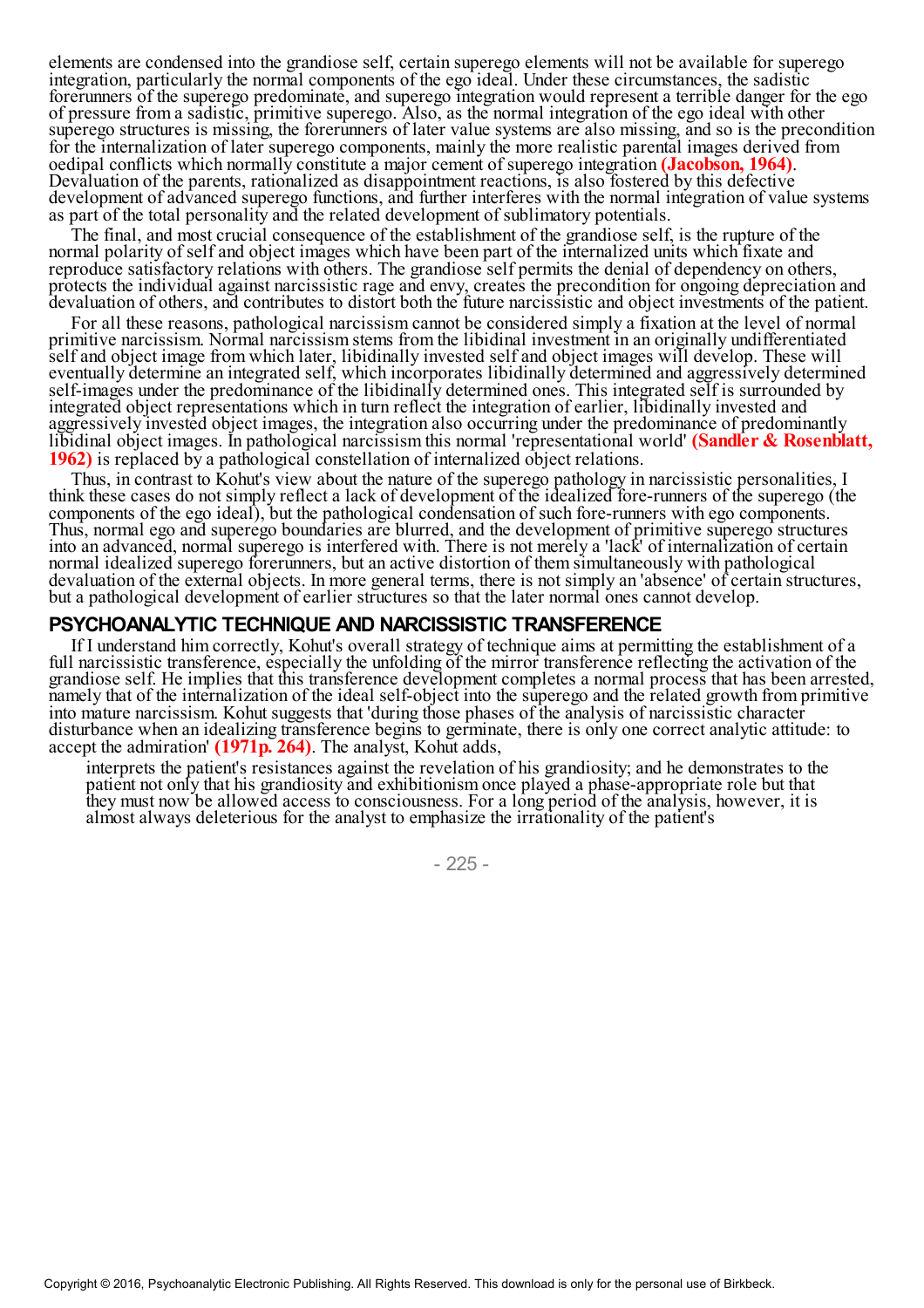elements are condensed into the grandiose self, certain superego elements will not be available for superego integration, particularly the normal components of the ego ideal. Under these circumstances, the sadistic forerunners of the superego predominate, and superego integration would represent a terrible danger for the ego of pressure from a sadistic, primitive superego. Also, as the normal integration of the ego ideal with other superego structures is missing, the forerunners of later value systems are also missing, and so is the precondition for the internalization of later superego components, mainly the more realistic parental images derived from oedipal conflicts which normally constitute a major cement of superego integration **(Jacobson, 1964)**. Devaluation of the parents, rationalized as disappointment reactions, is also fostered by this defective development of advanced superego functions, and further interferes with the normal integration of value systems as part of the total personality and the related development of sublimatory potentials.

The final, and most crucial consequence of the establishment of the grandiose self, is the rupture of the normal polarity of self and object images which have been part of the internalized units which fixate and reproduce satisfactory relations with others. The grandiose self permits the denial of dependency on others, protects the individual against narcissistic rage and envy, creates the precondition for ongoing depreciation and devaluation of others, and contributes to distort both the future narcissistic and object investments of the patient.

For all these reasons, pathological narcissism cannot be considered simply a fixation at the level of normal primitive narcissism. Normal narcissism stems from the libidinal investment in an originally undifferentiated self and object image from which later, libidinally invested self and object images will develop. These will eventually determine an integrated self, which incorporates libidinally determined and aggressively determined self-images under the predominance of the libidinally determined ones. This integrated self is surrounded by integrated object representations which in turn reflect the integration of earlier, libidinally invested and aggressively invested object images, the integration also occurring under the predominance of predominantly libidinal object images. In pathological narcissism this normal 'representational world' **(Sandler & Rosenblatt, 1962)** is replaced by a pathological constellation of internalized object relations.

Thus, in contrast to Kohut's view about the nature of the superego pathology in narcissistic personalities, I think these cases do not simply reflect a lack of development of the idealized fore-runners of the superego (the components of the ego ideal), but the pathological condensation of such fore-runners with ego components. Thus, normal ego and superego boundaries are blurred, and the development of primitive superego structures into an advanced, normal superego is interfered with. There is not merely a 'lack' of internalization of certain normal idealized superego forerunners, but an active distortion of them simultaneously with pathological devaluation of the external objects. In more general terms, there is not simply an 'absence' of certain structures, but a pathological development of earlier structures so that the later normal ones cannot develop.

## PSYCHOANALYTIC TECHNIQUE AND NARCISSISTIC TRANSFERENCE

If I understand him correctly, Kohut's overall strategy of technique aims at permitting the establishment of a full narcissistic transference, especially the unfolding of the mirror transference reflecting the activation of the grandiose self. He implies that this transference development completes a normal process that has been arrested, namely that of the internalization of the ideal self-object into the superego and the related growth from primitive into mature narcissism. Kohut suggests that 'during those phases of the analysis of narcissistic character disturbance when an idealizing transference begins to germinate, there is only one correct analytic attitude: to accept the admiration' **(1971p. 264)**. The analyst, Kohut adds,

> interprets the patient's resistances against the revelation of his grandiosity; and he demonstrates to the patient not only that his grandiosity and exhibitionism once played a phase-appropriate role but that they must now be allowed access to consciousness. For a long period of the analysis, however, it is almost always deleterious for the analyst to emphasize the irrationality of the patient's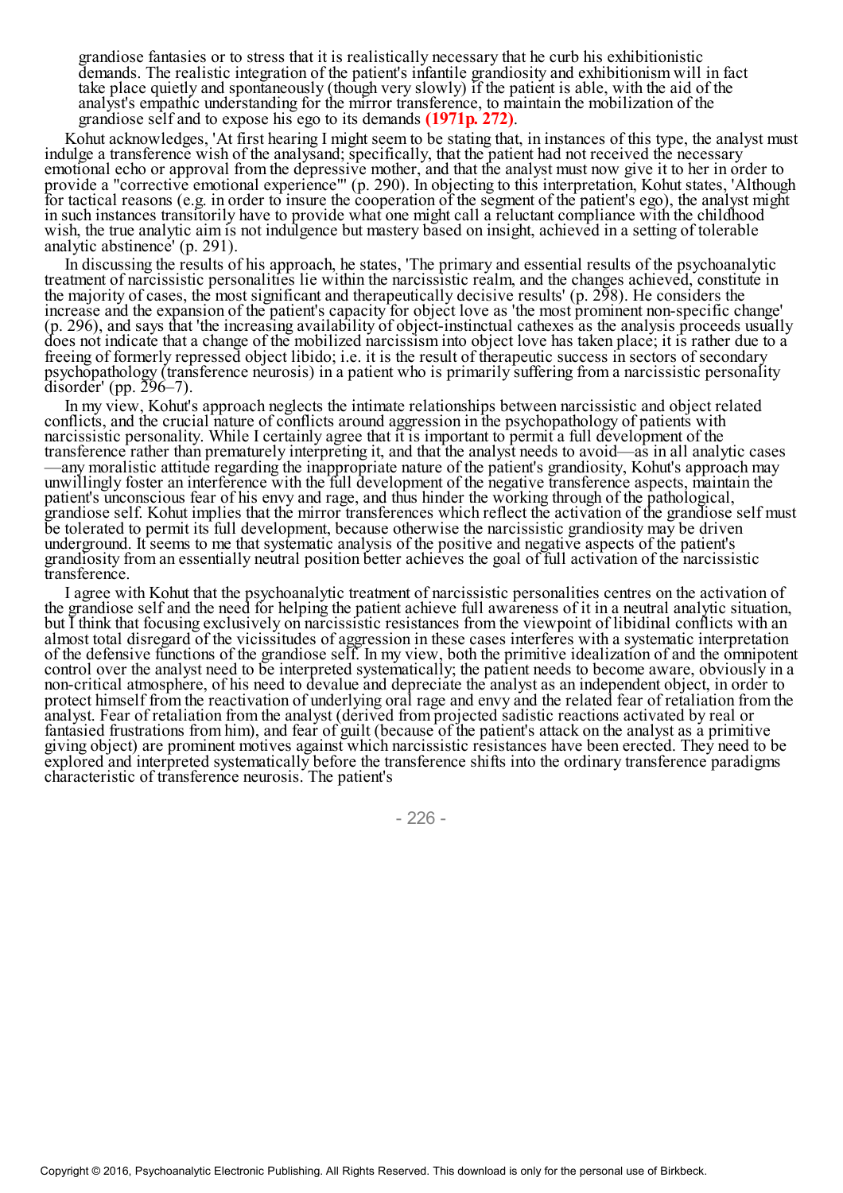grandiose fantasies or to stress that it is realistically necessary that he curb his exhibitionistic demands. The realistic integration of the patient's infantile grandiosity and exhibitionism will in fact take place quietly and spontaneously (though very slowly) if the patient is able, with the aid of the analyst's empathic understanding for the mirror transference, to maintain the mobilization of the grandiose self and to expose his ego to its demands **(1971p. 272)**.

Kohut acknowledges, 'At first hearing I might seem to be stating that, in instances of this type, the analyst must indulge a transference wish of the analysand; specifically, that the patient had not received the necessary emotional echo or approval from the depressive mother, and that the analyst must now give it to her in order to provide a "corrective emotional experience"' (p. 290). In objecting to this interpretation, Kohut states, 'Although for tactical reasons (e.g. in order to insure the cooperation of the segment of the patient's ego), the analyst might in such instances transitorily have to provide what one might call a reluctant compliance with the childhood wish, the true analytic aim is not indulgence but mastery based on insight, achieved in a setting of tolerable analytic abstinence' (p. 291).

In discussing the results of his approach, he states, 'The primary and essential results of the psychoanalytic treatment of narcissistic personalities lie within the narcissistic realm, and the changes achieved, constitute in the majority of cases, the most significant and therapeutically decisive results' (p. 298). He considers the increase and the expansion of the patient's capacity for object love as 'the most prominent non-specific change' (p. 296), and says that 'the increasing availability of object-instinctual cathexes as the analysis proceeds usually does not indicate that a change of the mobilized narcissism into object love has taken place; it is rather due to a freeing of formerly repressed object libido; i.e. it is the result of therapeutic success in sectors of secondary psychopathology (transference neurosis) in a patient who is primarily suffering from a narcissistic personality disorder' (pp. 296–7).

In my view, Kohut's approach neglects the intimate relationships between narcissistic and object related conflicts, and the crucial nature of conflicts around aggression in the psychopathology of patients with narcissistic personality. While I certainly agree that it is important to permit a full development of the transference rather than prematurely interpreting it, and that the analyst needs to avoid—as in all analytic cases—any moralistic attitude regarding the inappropriate nature of the patient's grandiosity, Kohut's approach may unwillingly foster an interference with the full development of the negative transference aspects, maintain the patient's unconscious fear of his envy and rage, and thus hinder the working through of the pathological, grandiose self. Kohut implies that the mirror transferences which reflect the activation of the grandiose self must be tolerated to permit its full development, because otherwise the narcissistic grandiosity may be driven underground. It seems to me that systematic analysis of the positive and negative aspects of the patient's grandiosity from an essentially neutral position better achieves the goal of full activation of the narcissistic transference.

I agree with Kohut that the psychoanalytic treatment of narcissistic personalities centres on the activation of the grandiose self and the need for helping the patient achieve full awareness of it in a neutral analytic situation, but I think that focusing exclusively on narcissistic resistances from the viewpoint of libidinal conflicts with an almost total disregard of the vicissitudes of aggression in these cases interferes with a systematic interpretation of the defensive functions of the grandiose self. In my view, both the primitive idealization of and the omnipotent control over the analyst need to be interpreted systematically; the patient needs to become aware, obviously in a non-critical atmosphere, of his need to devalue and depreciate the analyst as an independent object, in order to protect himself from the reactivation of underlying oral rage and envy and the related fear of retaliation from the analyst. Fear of retaliation from the analyst (derived from projected sadistic reactions activated by real or fantasied frustrations from him), and fear of guilt (because of the patient's attack on the analyst as a primitive giving object) are prominent motives against which narcissistic resistances have been erected. They need to be explored and interpreted systematically before the transference shifts into the ordinary transference paradigms characteristic of transference neurosis. The patient's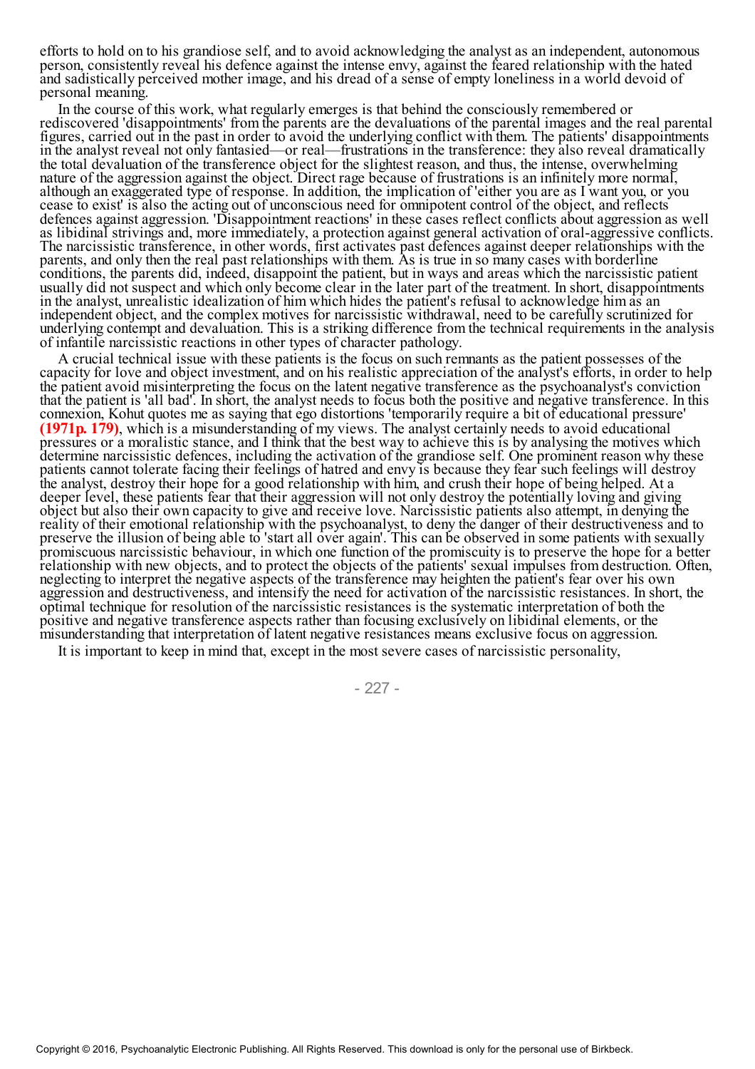efforts to hold on to his grandiose self, and to avoid acknowledging the analyst as an independent, autonomous person, consistently reveal his defence against the intense envy, against the feared relationship with the hated and sadistically perceived mother image, and his dread of a sense of empty loneliness in a world devoid of personal meaning.

In the course of this work, what regularly emerges is that behind the consciously remembered or rediscovered 'disappointments' from the parents are the devaluations of the parental images and the real parental figures, carried out in the past in order to avoid the underlying conflict with them. The patients' disappointments in the analyst reveal not only fantasied—or real—frustrations in the transference: they also reveal dramatically the total devaluation of the transference object for the slightest reason, and thus, the intense, overwhelming nature of the aggression against the object. Direct rage because of frustrations is an infinitely more normal, although an exaggerated type of response. In addition, the implication of 'either you are as I want you, or you cease to exist' is also the acting out of unconscious need for omnipotent control of the object, and reflects defences against aggression. 'Disappointment reactions' in these cases reflect conflicts about aggression as well as libidinal strivings and, more immediately, a protection against general activation of oral-aggressive conflicts. The narcissistic transference, in other words, first activates past defences against deeper relationships with the parents, and only then the real past relationships with them. As is true in so many cases with borderline conditions, the parents did, indeed, disappoint the patient, but in ways and areas which the narcissistic patient usually did not suspect and which only become clear in the later part of the treatment. In short, disappointments in the analyst, unrealistic idealization of him which hides the patient's refusal to acknowledge him as an independent object, and the complex motives for narcissistic withdrawal, need to be carefully scrutinized for underlying contempt and devaluation. This is a striking difference from the technical requirements in the analysis of infantile narcissistic reactions in other types of character pathology.

A crucial technical issue with these patients is the focus on such remnants as the patient possesses of the capacity for love and object investment, and on his realistic appreciation of the analyst's efforts, in order to help the patient avoid misinterpreting the focus on the latent negative transference as the psychoanalyst's conviction that the patient is 'all bad'. In short, the analyst needs to focus both the positive and negative transference. In this connexion, Kohut quotes me as saying that ego distortions 'temporarily require a bit of educational pressure' **(1971p. 179)**, which is a misunderstanding of my views. The analyst certainly needs to avoid educational pressures or a moralistic stance, and I think that the best way to achieve this is by analysing the motives which determine narcissistic defences, including the activation of the grandiose self. One prominent reason why these patients cannot tolerate facing their feelings of hatred and envy is because they fear such feelings will destroy the analyst, destroy their hope for a good relationship with him, and crush their hope of being helped. At a deeper level, these patients fear that their aggression will not only destroy the potentially loving and giving object but also their own capacity to give and receive love. Narcissistic patients also attempt, in denying the reality of their emotional relationship with the psychoanalyst, to deny the danger of their destructiveness and to preserve the illusion of being able to 'start all over again'. This can be observed in some patients with sexually promiscuous narcissistic behaviour, in which one function of the promiscuity is to preserve the hope for a better relationship with new objects, and to protect the objects of the patients' sexual impulses from destruction. Often, neglecting to interpret the negative aspects of the transference may heighten the patient's fear over his own aggression and destructiveness, and intensify the need for activation of the narcissistic resistances. In short, the optimal technique for resolution of the narcissistic resistances is the systematic interpretation of both the positive and negative transference aspects rather than focusing exclusively on libidinal elements, or the misunderstanding that interpretation of latent negative resistances means exclusive focus on aggression.

It is important to keep in mind that, except in the most severe cases of narcissistic personality,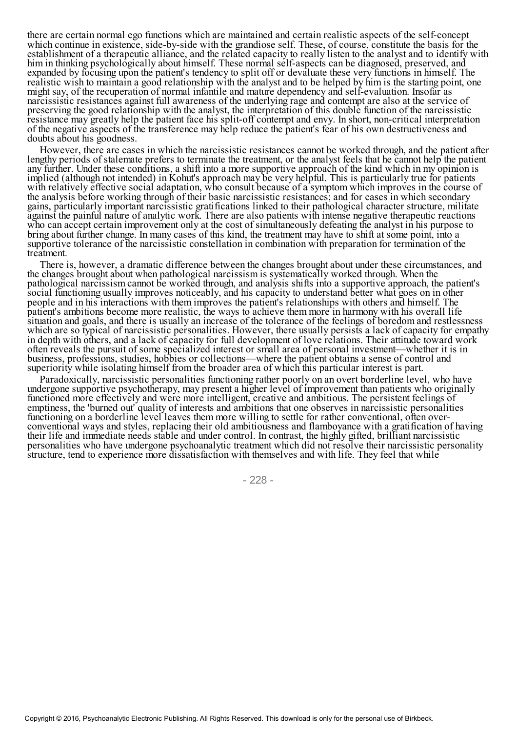there are certain normal ego functions which are maintained and certain realistic aspects of the self-concept which continue in existence, side-by-side with the grandiose self. These, of course, constitute the basis for the establishment of a therapeutic alliance, and the related capacity to really listen to the analyst and to identify with him in thinking psychologically about himself. These normal self-aspects can be diagnosed, preserved, and expanded by focusing upon the patient's tendency to split off or devaluate these very functions in himself. The realistic wish to maintain a good relationship with the analyst and to be helped by him is the starting point, one might say, of the recuperation of normal infantile and mature dependency and self-evaluation. Insofar as narcissistic resistances against full awareness of the underlying rage and contempt are also at the service of preserving the good relationship with the analyst, the interpretation of this double function of the narcissistic resistance may greatly help the patient face his split-off contempt and envy. In short, non-critical interpretation of the negative aspects of the transference may help reduce the patient's fear of his own destructiveness and doubts about his goodness.

However, there are cases in which the narcissistic resistances cannot be worked through, and the patient after lengthy periods of stalemate prefers to terminate the treatment, or the analyst feels that he cannot help the patient any further. Under these conditions, a shift into a more supportive approach of the kind which in my opinion is implied (although not intended) in Kohut's approach may be very helpful. This is particularly true for patients with relatively effective social adaptation, who consult because of a symptom which improves in the course of the analysis before working through of their basic narcissistic resistances; and for cases in which secondary gains, particularly important narcissistic gratifications linked to their pathological character structure, militate against the painful nature of analytic work. There are also patients with intense negative therapeutic reactions who can accept certain improvement only at the cost of simultaneously defeating the analyst in his purpose to bring about further change. In many cases of this kind, the treatment may have to shift at some point, into a supportive tolerance of the narcissistic constellation in combination with preparation for termination of the treatment.

There is, however, a dramatic difference between the changes brought about under these circumstances, and the changes brought about when pathological narcissism is systematically worked through. When the pathological narcissism cannot be worked through, and analysis shifts into a supportive approach, the patient's social functioning usually improves noticeably, and his capacity to understand better what goes on in other people and in his interactions with them improves the patient's relationships with others and himself. The patient's ambitions become more realistic, the ways to achieve them more in harmony with his overall life situation and goals, and there is usually an increase of the tolerance of the feelings of boredom and restlessness which are so typical of narcissistic personalities. However, there usually persists a lack of capacity for empathy in depth with others, and a lack of capacity for full development of love relations. Their attitude toward work often reveals the pursuit of some specialized interest or small area of personal investment—whether it is in business, professions, studies, hobbies or collections—where the patient obtains a sense of control and superiority while isolating himself from the broader area of which this particular interest is part.

Paradoxically, narcissistic personalities functioning rather poorly on an overt borderline level, who have undergone supportive psychotherapy, may present a higher level of improvement than patients who originally functioned more effectively and were more intelligent, creative and ambitious. The persistent feelings of emptiness, the 'burned out' quality of interests and ambitions that one observes in narcissistic personalities functioning on a borderline level leaves them more willing to settle for rather conventional, often over-conventional ways and styles, replacing their old ambitiousness and flamboyance with a gratification of having their life and immediate needs stable and under control. In contrast, the highly gifted, brilliant narcissistic personalities who have undergone psychoanalytic treatment which did not resolve their narcissistic personality structure, tend to experience more dissatisfaction with themselves and with life. They feel that while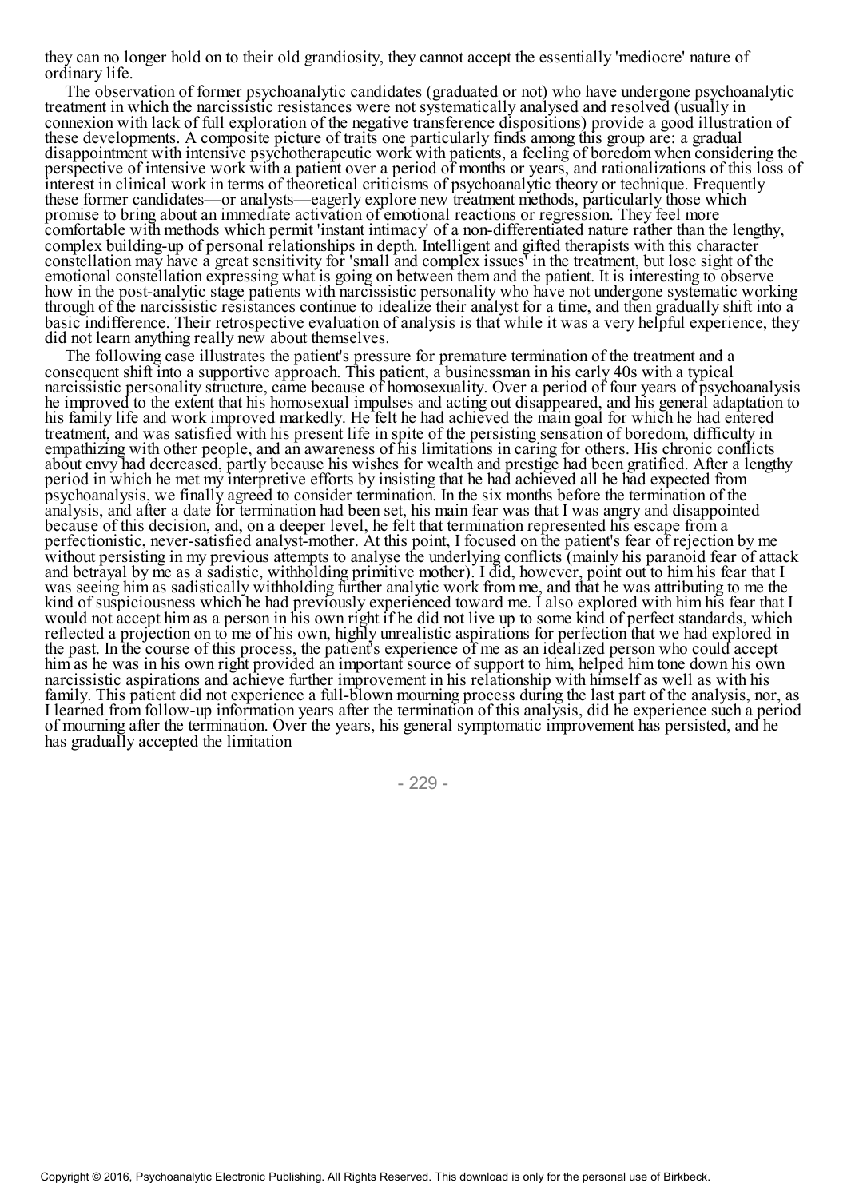they can no longer hold on to their old grandiosity, they cannot accept the essentially 'mediocre' nature of ordinary life.

The observation of former psychoanalytic candidates (graduated or not) who have undergone psychoanalytic treatment in which the narcissistic resistances were not systematically analysed and resolved (usually in connexion with lack of full exploration of the negative transference dispositions) provide a good illustration of these developments. A composite picture of traits one particularly finds among this group are: a gradual disappointment with intensive psychotherapeutic work with patients, a feeling of boredom when considering the perspective of intensive work with a patient over a period of months or years, and rationalizations of this loss of interest in clinical work in terms of theoretical criticisms of psychoanalytic theory or technique. Frequently these former candidates—or analysts—eagerly explore new treatment methods, particularly those which promise to bring about an immediate activation of emotional reactions or regression. They feel more comfortable with methods which permit 'instant intimacy' of a non-differentiated nature rather than the lengthy, complex building-up of personal relationships in depth. Intelligent and gifted therapists with this character constellation may have a great sensitivity for 'small and complex issues' in the treatment, but lose sight of the emotional constellation expressing what is going on between them and the patient. It is interesting to observe how in the post-analytic stage patients with narcissistic personality who have not undergone systematic working through of the narcissistic resistances continue to idealize their analyst for a time, and then gradually shift into a basic indifference. Their retrospective evaluation of analysis is that while it was a very helpful experience, they did not learn anything really new about themselves.

The following case illustrates the patient's pressure for premature termination of the treatment and a consequent shift into a supportive approach. This patient, a businessman in his early 40s with a typical narcissistic personality structure, came because of homosexuality. Over a period of four years of psychoanalysis he improved to the extent that his homosexual impulses and acting out disappeared, and his general adaptation to his family life and work improved markedly. He felt he had achieved the main goal for which he had entered treatment, and was satisfied with his present life in spite of the persisting sensation of boredom, difficulty in empathizing with other people, and an awareness of his limitations in caring for others. His chronic conflicts about envy had decreased, partly because his wishes for wealth and prestige had been gratified. After a lengthy period in which he met my interpretive efforts by insisting that he had achieved all he had expected from psychoanalysis, we finally agreed to consider termination. In the six months before the termination of the analysis, and after a date for termination had been set, his main fear was that I was angry and disappointed because of this decision, and, on a deeper level, he felt that termination represented his escape from a perfectionistic, never-satisfied analyst-mother. At this point, I focused on the patient's fear of rejection by me without persisting in my previous attempts to analyse the underlying conflicts (mainly his paranoid fear of attack and betrayal by me as a sadistic, withholding primitive mother). I did, however, point out to him his fear that I was seeing him as sadistically withholding further analytic work from me, and that he was attributing to me the kind of suspiciousness which he had previously experienced toward me. I also explored with him his fear that I would not accept him as a person in his own right if he did not live up to some kind of perfect standards, which reflected a projection on to me of his own, highly unrealistic aspirations for perfection that we had explored in the past. In the course of this process, the patient's experience of me as an idealized person who could accept him as he was in his own right provided an important source of support to him, helped him tone down his own narcissistic aspirations and achieve further improvement in his relationship with himself as well as with his family. This patient did not experience a full-blown mourning process during the last part of the analysis, nor, as I learned from follow-up information years after the termination of this analysis, did he experience such a period of mourning after the termination. Over the years, his general symptomatic improvement has persisted, and he has gradually accepted the limitation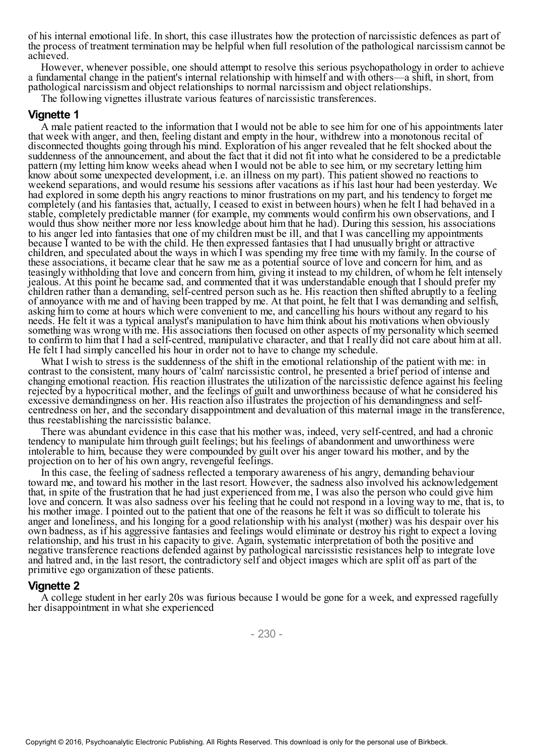of his internal emotional life. In short, this case illustrates how the protection of narcissistic defences as part of the process of treatment termination may be helpful when full resolution of the pathological narcissism cannot be achieved.

However, whenever possible, one should attempt to resolve this serious psychopathology in order to achieve a fundamental change in the patient's internal relationship with himself and with others—a shift, in short, from pathological narcissism and object relationships to normal narcissism and object relationships.

The following vignettes illustrate various features of narcissistic transferences.

## Vignette 1

A male patient reacted to the information that I would not be able to see him for one of his appointments later that week with anger, and then, feeling distant and empty in the hour, withdrew into a monotonous recital of disconnected thoughts going through his mind. Exploration of his anger revealed that he felt shocked about the suddenness of the announcement, and about the fact that it did not fit into what he considered to be a predictable pattern (my letting him know weeks ahead when I would not be able to see him, or my secretary letting him know about some unexpected development, i.e. an illness on my part). This patient showed no reactions to weekend separations, and would resume his sessions after vacations as if his last hour had been yesterday. We had explored in some depth his angry reactions to minor frustrations on my part, and his tendency to forget me completely (and his fantasies that, actually, I ceased to exist in between hours) when he felt I had behaved in a stable, completely predictable manner (for example, my comments would confirm his own observations, and I would thus show neither more nor less knowledge about him that he had). During this session, his associations to his anger led into fantasies that one of my children must be ill, and that I was cancelling my appointments because I wanted to be with the child. He then expressed fantasies that I had unusually bright or attractive children, and speculated about the ways in which I was spending my free time with my family. In the course of these associations, it became clear that he saw me as a potential source of love and concern for him, and as teasingly withholding that love and concern from him, giving it instead to my children, of whom he felt intensely jealous. At this point he became sad, and commented that it was understandable enough that I should prefer my children rather than a demanding, self-centred person such as he. His reaction then shifted abruptly to a feeling of annoyance with me and of having been trapped by me. At that point, he felt that I was demanding and selfish, asking him to come at hours which were convenient to me, and cancelling his hours without any regard to his needs. He felt it was a typical analyst's manipulation to have him think about his motivations when obviously something was wrong with me. His associations then focused on other aspects of my personality which seemed to confirm to him that I had a self-centred, manipulative character, and that I really did not care about him at all. He felt I had simply cancelled his hour in order not to have to change my schedule.

What I wish to stress is the suddenness of the shift in the emotional relationship of the patient with me: in contrast to the consistent, many hours of 'calm' narcissistic control, he presented a brief period of intense and changing emotional reaction. His reaction illustrates the utilization of the narcissistic defence against his feeling rejected by a hypocritical mother, and the feelings of guilt and unworthiness because of what he considered his excessive demandingness on her. His reaction also illustrates the projection of his demandingness and self-centredness on her, and the secondary disappointment and devaluation of this maternal image in the transference, thus reestablishing the narcissistic balance.

There was abundant evidence in this case that his mother was, indeed, very self-centred, and had a chronic tendency to manipulate him through guilt feelings; but his feelings of abandonment and unworthiness were intolerable to him, because they were compounded by guilt over his anger toward his mother, and by the projection on to her of his own angry, revengeful feelings.

In this case, the feeling of sadness reflected a temporary awareness of his angry, demanding behaviour toward me, and toward his mother in the last resort. However, the sadness also involved his acknowledgement that, in spite of the frustration that he had just experienced from me, I was also the person who could give him love and concern. It was also sadness over his feeling that he could not respond in a loving way to me, that is, to his mother image. I pointed out to the patient that one of the reasons he felt it was so difficult to tolerate his anger and loneliness, and his longing for a good relationship with his analyst (mother) was his despair over his own badness, as if his aggressive fantasies and feelings would eliminate or destroy his right to expect a loving relationship, and his trust in his capacity to give. Again, systematic interpretation of both the positive and negative transference reactions defended against by pathological narcissistic resistances help to integrate love and hatred and, in the last resort, the contradictory self and object images which are split off as part of the primitive ego organization of these patients.

## Vignette 2

A college student in her early 20s was furious because I would be gone for a week, and expressed ragefully her disappointment in what she experienced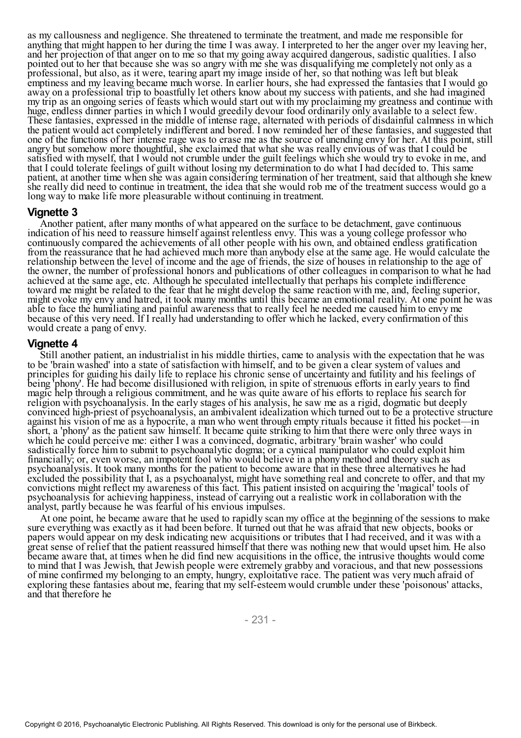as my callousness and negligence. She threatened to terminate the treatment, and made me responsible for anything that might happen to her during the time I was away. I interpreted to her the anger over my leaving her, and her projection of that anger on to me so that my going away acquired dangerous, sadistic qualities. I also pointed out to her that because she was so angry with me she was disqualifying me completely not only as a professional, but also, as it were, tearing apart my image inside of her, so that nothing was left but bleak emptiness and my leaving became much worse. In earlier hours, she had expressed the fantasies that I would go away on a professional trip to boastfully let others know about my success with patients, and she had imagined my trip as an ongoing series of feasts which would start out with my proclaiming my greatness and continue with huge, endless dinner parties in which I would greedily devour food ordinarily only available to a select few. These fantasies, expressed in the middle of intense rage, alternated with periods of disdainful calmness in which the patient would act completely indifferent and bored. I now reminded her of these fantasies, and suggested that one of the functions of her intense rage was to erase me as the source of unending envy for her. At this point, still angry but somehow more thoughtful, she exclaimed that what she was really envious of was that I could be satisfied with myself, that I would not crumble under the guilt feelings which she would try to evoke in me, and that I could tolerate feelings of guilt without losing my determination to do what I had decided to. This same patient, at another time when she was again considering termination of her treatment, said that although she knew she really did need to continue in treatment, the idea that she would rob me of the treatment success would go a long way to make life more pleasurable without continuing in treatment.

### Vignette 3

Another patient, after many months of what appeared on the surface to be detachment, gave continuous indication of his need to reassure himself against relentless envy. This was a young college professor who continuously compared the achievements of all other people with his own, and obtained endless gratification from the reassurance that he had achieved much more than anybody else at the same age. He would calculate the relationship between the level of income and the age of friends, the size of houses in relationship to the age of the owner, the number of professional honors and publications of other colleagues in comparison to what he had achieved at the same age, etc. Although he speculated intellectually that perhaps his complete indifference toward me might be related to the fear that he might develop the same reaction with me, and, feeling superior, might evoke my envy and hatred, it took many months until this became an emotional reality. At one point he was able to face the humiliating and painful awareness that to really feel he needed me caused him to envy me because of this very need. If I really had understanding to offer which he lacked, every confirmation of this would create a pang of envy.

### Vignette 4

Still another patient, an industrialist in his middle thirties, came to analysis with the expectation that he was to be 'brain washed' into a state of satisfaction with himself, and to be given a clear system of values and principles for guiding his daily life to replace his chronic sense of uncertainty and futility and his feelings of being 'phony'. He had become disillusioned with religion, in spite of strenuous efforts in early years to find magic help through a religious commitment, and he was quite aware of his efforts to replace his search for religion with psychoanalysis. In the early stages of his analysis, he saw me as a rigid, dogmatic but deeply convinced high-priest of psychoanalysis, an ambivalent idealization which turned out to be a protective structure against his vision of me as a hypocrite, a man who went through empty rituals because it fitted his pocket—in short, a 'phony' as the patient saw himself. It became quite striking to him that there were only three ways in which he could perceive me: either I was a convinced, dogmatic, arbitrary 'brain washer' who could sadistically force him to submit to psychoanalytic dogma; or a cynical manipulator who could exploit him financially; or, even worse, an impotent fool who would believe in a phony method and theory such as psychoanalysis. It took many months for the patient to become aware that in these three alternatives he had excluded the possibility that I, as a psychoanalyst, might have something real and concrete to offer, and that my convictions might reflect my awareness of this fact. This patient insisted on acquiring the 'magical' tools of psychoanalysis for achieving happiness, instead of carrying out a realistic work in collaboration with the analyst, partly because he was fearful of his envious impulses.

At one point, he became aware that he used to rapidly scan my office at the beginning of the sessions to make sure everything was exactly as it had been before. It turned out that he was afraid that new objects, books or papers would appear on my desk indicating new acquisitions or tributes that I had received, and it was with a great sense of relief that the patient reassured himself that there was nothing new that would upset him. He also became aware that, at times when he did find new acquisitions in the office, the intrusive thoughts would come to mind that I was Jewish, that Jewish people were extremely grabby and voracious, and that new possessions of mine confirmed my belonging to an empty, hungry, exploitative race. The patient was very much afraid of exploring these fantasies about me, fearing that my self-esteem would crumble under these 'poisonous' attacks, and that therefore he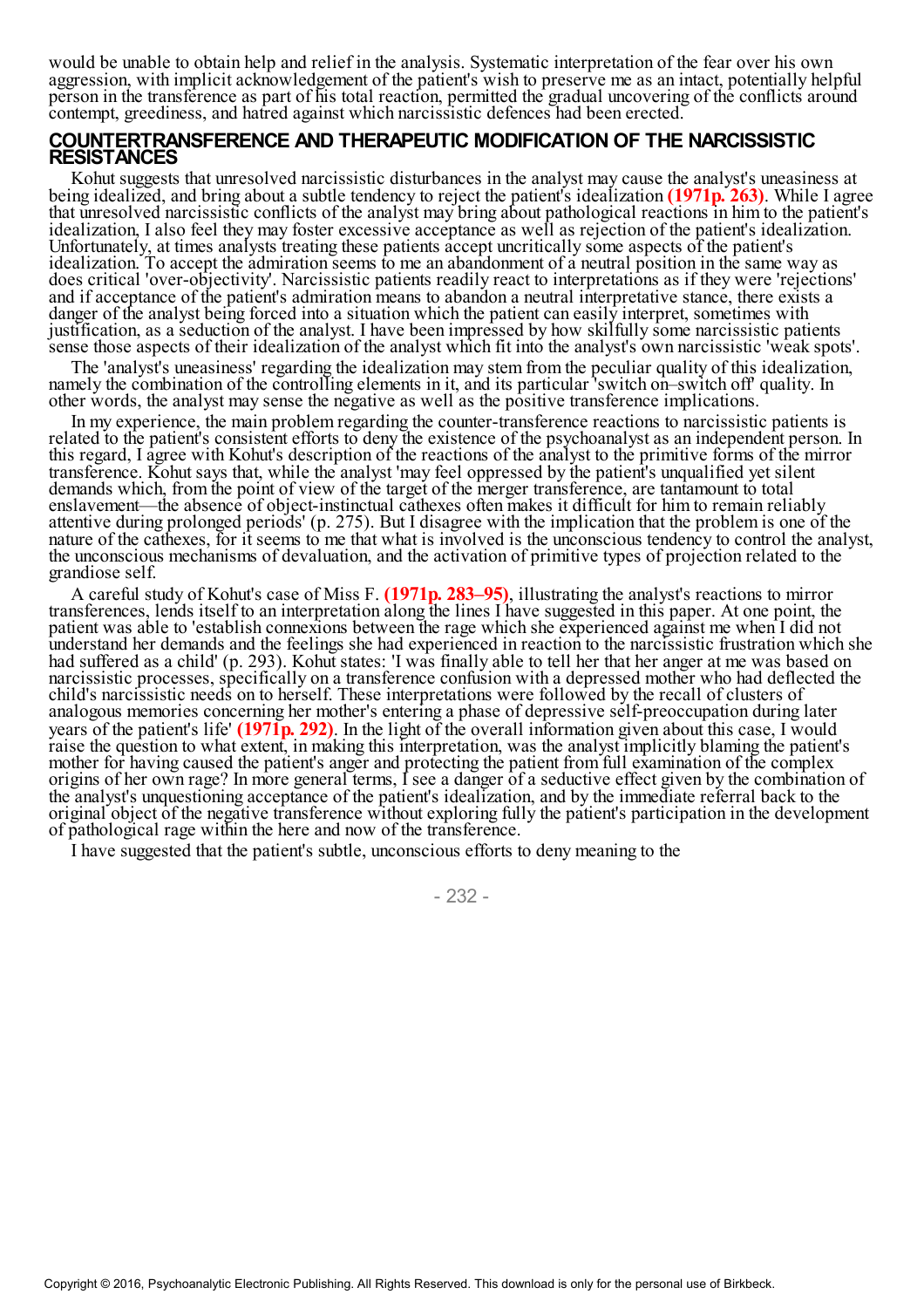would be unable to obtain help and relief in the analysis. Systematic interpretation of the fear over his own aggression, with implicit acknowledgement of the patient's wish to preserve me as an intact, potentially helpful person in the transference as part of his total reaction, permitted the gradual uncovering of the conflicts around contempt, greediness, and hatred against which narcissistic defences had been erected.

## COUNTERTRANSFERENCE AND THERAPEUTIC MODIFICATION OF THE NARCISSISTIC RESISTANCES

Kohut suggests that unresolved narcissistic disturbances in the analyst may cause the analyst's uneasiness at being idealized, and bring about a subtle tendency to reject the patient's idealization **(1971p. 263)**. While I agree that unresolved narcissistic conflicts of the analyst may bring about pathological reactions in him to the patient's idealization, I also feel they may foster excessive acceptance as well as rejection of the patient's idealization. Unfortunately, at times analysts treating these patients accept uncritically some aspects of the patient's idealization. To accept the admiration seems to me an abandonment of a neutral position in the same way as does critical 'over-objectivity'. Narcissistic patients readily react to interpretations as if they were 'rejections' and if acceptance of the patient's admiration means to abandon a neutral interpretative stance, there exists a danger of the analyst being forced into a situation which the patient can easily interpret, sometimes with justification, as a seduction of the analyst. I have been impressed by how skilfully some narcissistic patients sense those aspects of their idealization of the analyst which fit into the analyst's own narcissistic 'weak spots'.

The 'analyst's uneasiness' regarding the idealization may stem from the peculiar quality of this idealization, namely the combination of the controlling elements in it, and its particular 'switch on–switch off' quality. In other words, the analyst may sense the negative as well as the positive transference implications.

In my experience, the main problem regarding the counter-transference reactions to narcissistic patients is related to the patient's consistent efforts to deny the existence of the psychoanalyst as an independent person. In this regard, I agree with Kohut's description of the reactions of the analyst to the primitive forms of the mirror transference. Kohut says that, while the analyst 'may feel oppressed by the patient's unqualified yet silent demands which, from the point of view of the target of the merger transference, are tantamount to total enslavement—the absence of object-instinctual cathexes often makes it difficult for him to remain reliably attentive during prolonged periods' (p. 275). But I disagree with the implication that the problem is one of the nature of the cathexes, for it seems to me that what is involved is the unconscious tendency to control the analyst, the unconscious mechanisms of devaluation, and the activation of primitive types of projection related to the grandiose self.

A careful study of Kohut's case of Miss F. **(1971p. 283–95)**, illustrating the analyst's reactions to mirror transferences, lends itself to an interpretation along the lines I have suggested in this paper. At one point, the patient was able to 'establish connexions between the rage which she experienced against me when I did not understand her demands and the feelings she had experienced in reaction to the narcissistic frustration which she had suffered as a child' (p. 293). Kohut states: 'I was finally able to tell her that her anger at me was based on narcissistic processes, specifically on a transference confusion with a depressed mother who had deflected the child's narcissistic needs on to herself. These interpretations were followed by the recall of clusters of analogous memories concerning her mother's entering a phase of depressive self-preoccupation during later years of the patient's life' **(1971p. 292)**. In the light of the overall information given about this case, I would raise the question to what extent, in making this interpretation, was the analyst implicitly blaming the patient's mother for having caused the patient's anger and protecting the patient from full examination of the complex origins of her own rage? In more general terms, I see a danger of a seductive effect given by the combination of the analyst's unquestioning acceptance of the patient's idealization, and by the immediate referral back to the original object of the negative transference without exploring fully the patient's participation in the development of pathological rage within the here and now of the transference.

I have suggested that the patient's subtle, unconscious efforts to deny meaning to the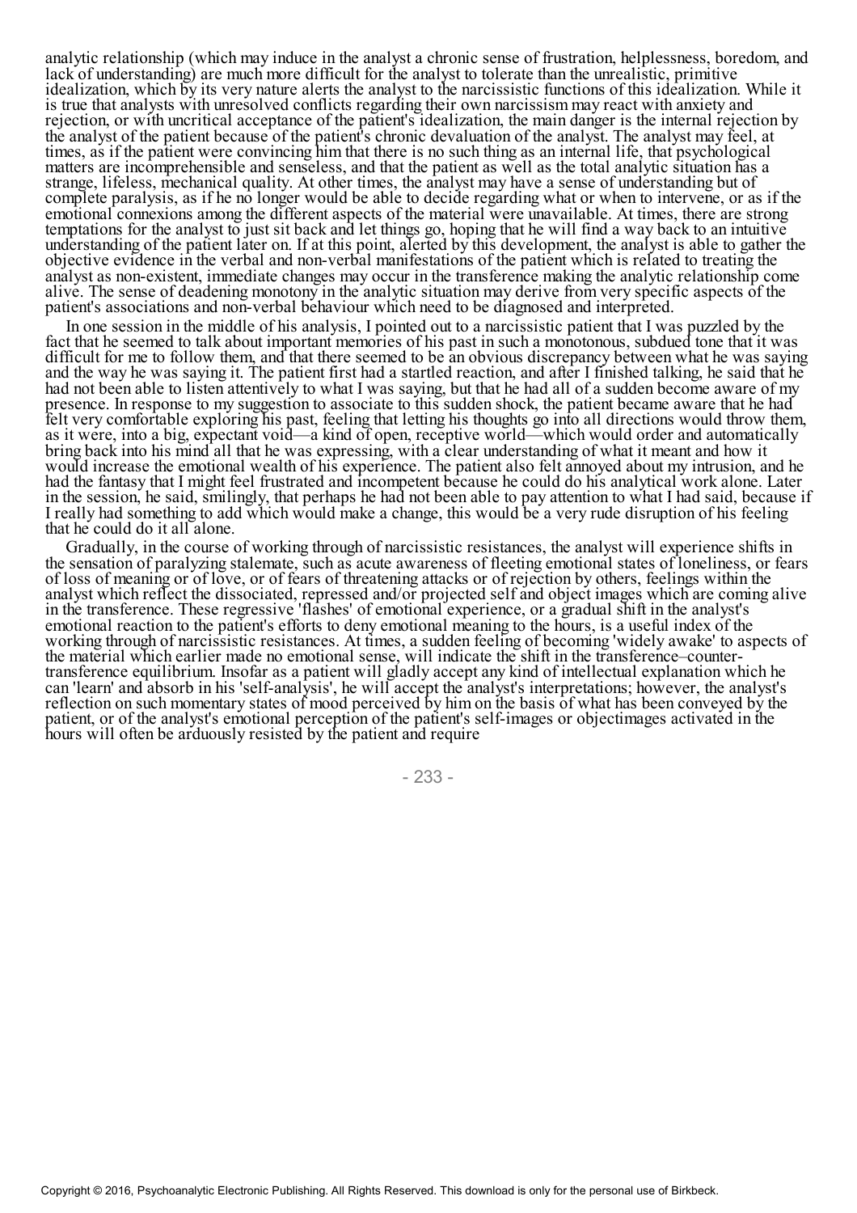analytic relationship (which may induce in the analyst a chronic sense of frustration, helplessness, boredom, and lack of understanding) are much more difficult for the analyst to tolerate than the unrealistic, primitive idealization, which by its very nature alerts the analyst to the narcissistic functions of this idealization. While it is true that analysts with unresolved conflicts regarding their own narcissism may react with anxiety and rejection, or with uncritical acceptance of the patient's idealization, the main danger is the internal rejection by the analyst of the patient because of the patient's chronic devaluation of the analyst. The analyst may feel, at times, as if the patient were convincing him that there is no such thing as an internal life, that psychological matters are incomprehensible and senseless, and that the patient as well as the total analytic situation has a strange, lifeless, mechanical quality. At other times, the analyst may have a sense of understanding but of complete paralysis, as if he no longer would be able to decide regarding what or when to intervene, or as if the emotional connexions among the different aspects of the material were unavailable. At times, there are strong temptations for the analyst to just sit back and let things go, hoping that he will find a way back to an intuitive understanding of the patient later on. If at this point, alerted by this development, the analyst is able to gather the objective evidence in the verbal and non-verbal manifestations of the patient which is related to treating the analyst as non-existent, immediate changes may occur in the transference making the analytic relationship come alive. The sense of deadening monotony in the analytic situation may derive from very specific aspects of the patient's associations and non-verbal behaviour which need to be diagnosed and interpreted.

In one session in the middle of his analysis, I pointed out to a narcissistic patient that I was puzzled by the fact that he seemed to talk about important memories of his past in such a monotonous, subdued tone that it was difficult for me to follow them, and that there seemed to be an obvious discrepancy between what he was saying and the way he was saying it. The patient first had a startled reaction, and after I finished talking, he said that he had not been able to listen attentively to what I was saying, but that he had all of a sudden become aware of my presence. In response to my suggestion to associate to this sudden shock, the patient became aware that he had felt very comfortable exploring his past, feeling that letting his thoughts go into all directions would throw them, as it were, into a big, expectant void—a kind of open, receptive world—which would order and automatically bring back into his mind all that he was expressing, with a clear understanding of what it meant and how it would increase the emotional wealth of his experience. The patient also felt annoyed about my intrusion, and he had the fantasy that I might feel frustrated and incompetent because he could do his analytical work alone. Later in the session, he said, smilingly, that perhaps he had not been able to pay attention to what I had said, because if I really had something to add which would make a change, this would be a very rude disruption of his feeling that he could do it all alone.

Gradually, in the course of working through of narcissistic resistances, the analyst will experience shifts in the sensation of paralyzing stalemate, such as acute awareness of fleeting emotional states of loneliness, or fears of loss of meaning or of love, or of fears of threatening attacks or of rejection by others, feelings within the analyst which reflect the dissociated, repressed and/or projected self and object images which are coming alive in the transference. These regressive 'flashes' of emotional experience, or a gradual shift in the analyst's emotional reaction to the patient's efforts to deny emotional meaning to the hours, is a useful index of the working through of narcissistic resistances. At times, a sudden feeling of becoming 'widely awake' to aspects of the material which earlier made no emotional sense, will indicate the shift in the transference–countertransference equilibrium. Insofar as a patient will gladly accept any kind of intellectual explanation which he can 'learn' and absorb in his 'self-analysis', he will accept the analyst's interpretations; however, the analyst's reflection on such momentary states of mood perceived by him on the basis of what has been conveyed by the patient, or of the analyst's emotional perception of the patient's self-images or objectimages activated in the hours will often be arduously resisted by the patient and require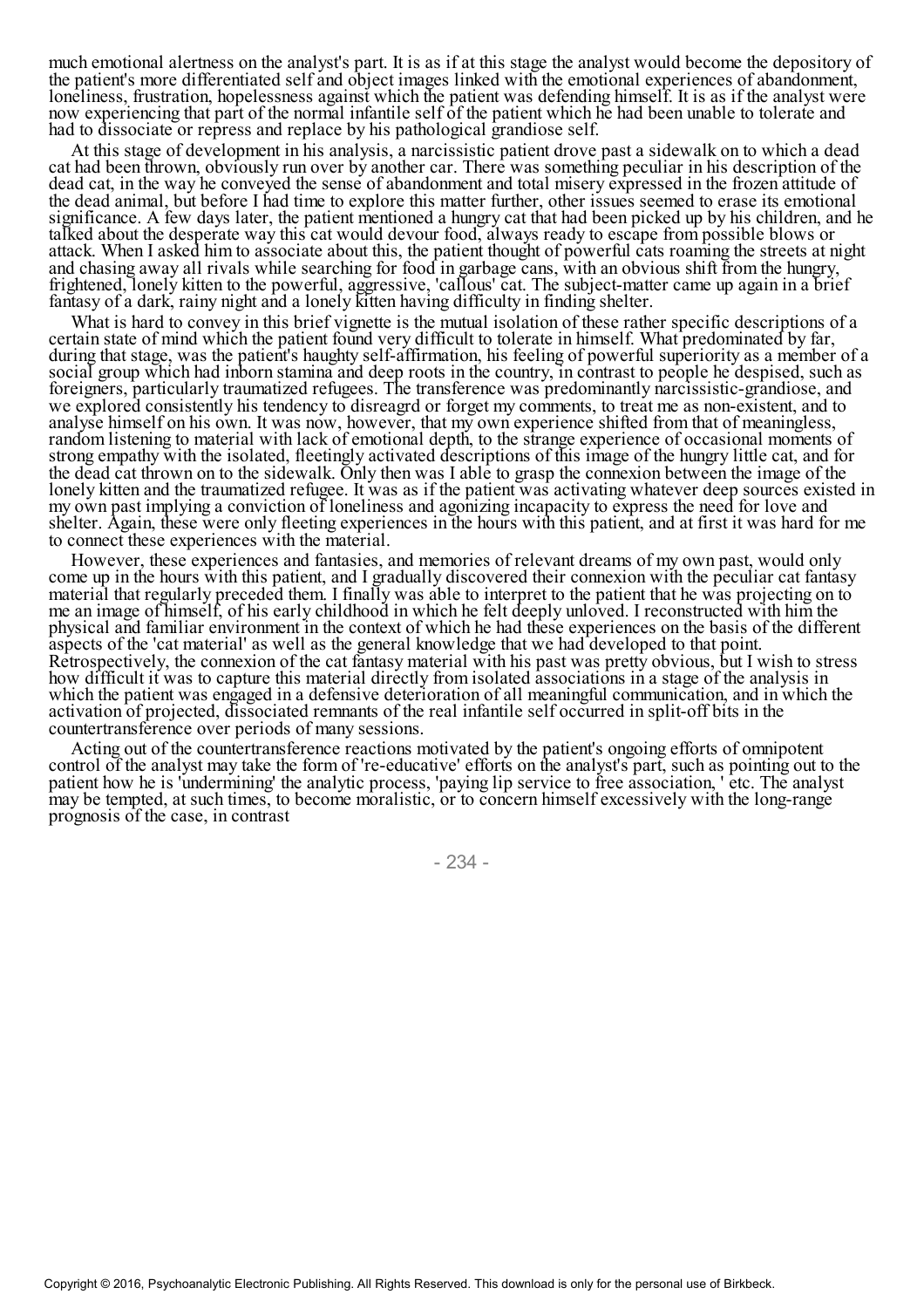much emotional alertness on the analyst's part. It is as if at this stage the analyst would become the depository of the patient's more differentiated self and object images linked with the emotional experiences of abandonment, loneliness, frustration, hopelessness against which the patient was defending himself. It is as if the analyst were now experiencing that part of the normal infantile self of the patient which he had been unable to tolerate and had to dissociate or repress and replace by his pathological grandiose self.

At this stage of development in his analysis, a narcissistic patient drove past a sidewalk on to which a dead cat had been thrown, obviously run over by another car. There was something peculiar in his description of the dead cat, in the way he conveyed the sense of abandonment and total misery expressed in the frozen attitude of the dead animal, but before I had time to explore this matter further, other issues seemed to erase its emotional significance. A few days later, the patient mentioned a hungry cat that had been picked up by his children, and he talked about the desperate way this cat would devour food, always ready to escape from possible blows or attack. When I asked him to associate about this, the patient thought of powerful cats roaming the streets at night and chasing away all rivals while searching for food in garbage cans, with an obvious shift from the hungry, frightened, lonely kitten to the powerful, aggressive, 'callous' cat. The subject-matter came up again in a brief fantasy of a dark, rainy night and a lonely kitten having difficulty in finding shelter.

What is hard to convey in this brief vignette is the mutual isolation of these rather specific descriptions of a certain state of mind which the patient found very difficult to tolerate in himself. What predominated by far, during that stage, was the patient's haughty self-affirmation, his feeling of powerful superiority as a member of a social group which had inborn stamina and deep roots in the country, in contrast to people he despised, such as foreigners, particularly traumatized refugees. The transference was predominantly narcissistic-grandiose, and we explored consistently his tendency to disreagrd or forget my comments, to treat me as non-existent, and to analyse himself on his own. It was now, however, that my own experience shifted from that of meaningless, random listening to material with lack of emotional depth, to the strange experience of occasional moments of strong empathy with the isolated, fleetingly activated descriptions of this image of the hungry little cat, and for the dead cat thrown on to the sidewalk. Only then was I able to grasp the connexion between the image of the lonely kitten and the traumatized refugee. It was as if the patient was activating whatever deep sources existed in my own past implying a conviction of loneliness and agonizing incapacity to express the need for love and shelter. Again, these were only fleeting experiences in the hours with this patient, and at first it was hard for me to connect these experiences with the material.

However, these experiences and fantasies, and memories of relevant dreams of my own past, would only come up in the hours with this patient, and I gradually discovered their connexion with the peculiar cat fantasy material that regularly preceded them. I finally was able to interpret to the patient that he was projecting on to me an image of himself, of his early childhood in which he felt deeply unloved. I reconstructed with him the physical and familiar environment in the context of which he had these experiences on the basis of the different aspects of the 'cat material' as well as the general knowledge that we had developed to that point. Retrospectively, the connexion of the cat fantasy material with his past was pretty obvious, but I wish to stress how difficult it was to capture this material directly from isolated associations in a stage of the analysis in which the patient was engaged in a defensive deterioration of all meaningful communication, and in which the activation of projected, dissociated remnants of the real infantile self occurred in split-off bits in the countertransference over periods of many sessions.

Acting out of the countertransference reactions motivated by the patient's ongoing efforts of omnipotent control of the analyst may take the form of 're-educative' efforts on the analyst's part, such as pointing out to the patient how he is 'undermining' the analytic process, 'paying lip service to free association, ' etc. The analyst may be tempted, at such times, to become moralistic, or to concern himself excessively with the long-range prognosis of the case, in contrast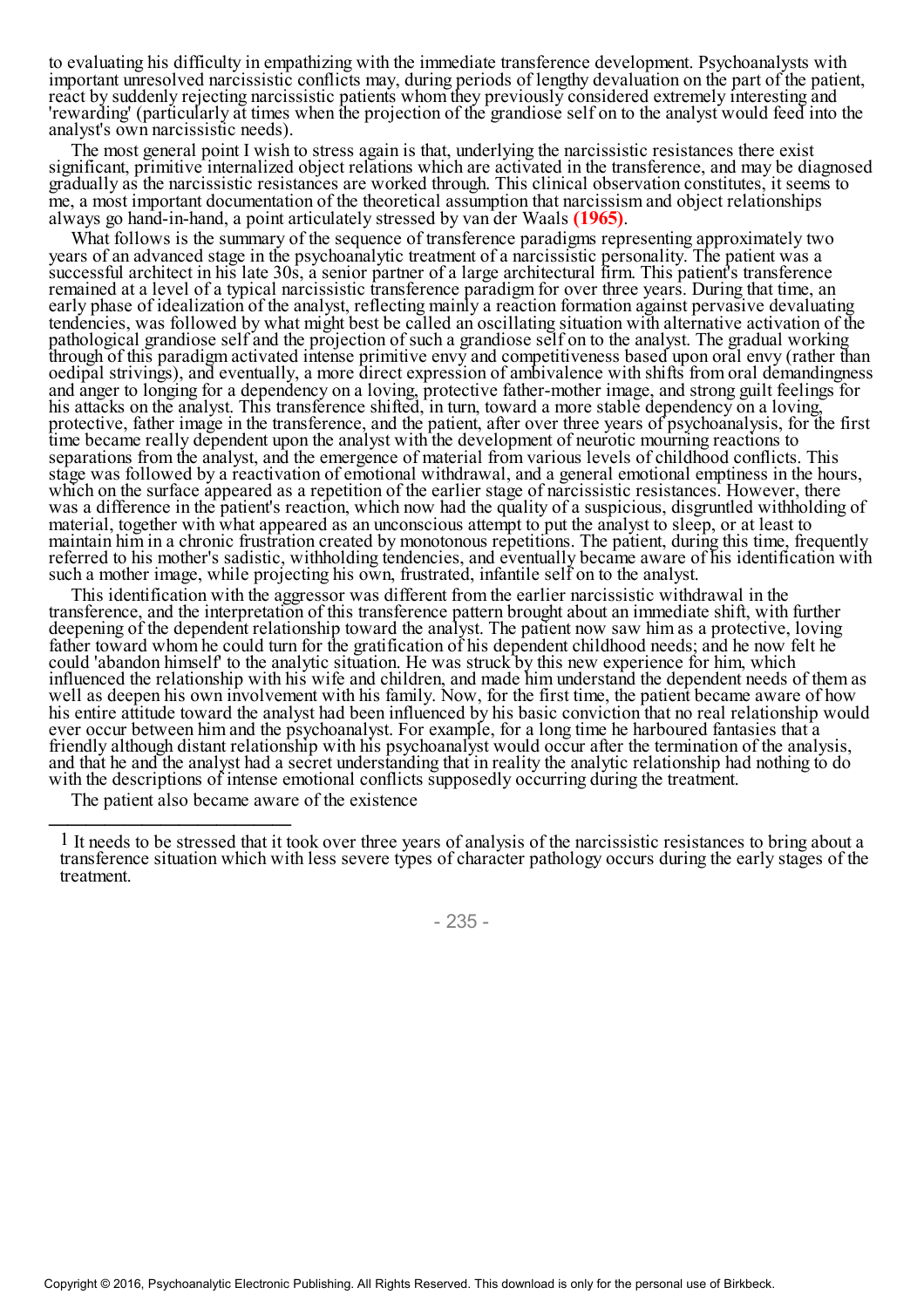to evaluating his difficulty in empathizing with the immediate transference development. Psychoanalysts with important unresolved narcissistic conflicts may, during periods of lengthy devaluation on the part of the patient, react by suddenly rejecting narcissistic patients whom they previously considered extremely interesting and 'rewarding' (particularly at times when the projection of the grandiose self on to the analyst would feed into the analyst's own narcissistic needs).

The most general point I wish to stress again is that, underlying the narcissistic resistances there exist significant, primitive internalized object relations which are activated in the transference, and may be diagnosed gradually as the narcissistic resistances are worked through. This clinical observation constitutes, it seems to me, a most important documentation of the theoretical assumption that narcissism and object relationships always go hand-in-hand, a point articulately stressed by van der Waals **(1965)**.

What follows is the summary of the sequence of transference paradigms representing approximately two years of an advanced stage in the psychoanalytic treatment of a narcissistic personality. The patient was a successful architect in his late 30s, a senior partner of a large architectural firm. This patient's transference remained at a level of a typical narcissistic transference paradigm for over three years. During that time, an early phase of idealization of the analyst, reflecting mainly a reaction formation against pervasive devaluating tendencies, was followed by what might best be called an oscillating situation with alternative activation of the pathological grandiose self and the projection of such a grandiose self on to the analyst. The gradual working through of this paradigm activated intense primitive envy and competitiveness based upon oral envy (rather than oedipal strivings), and eventually, a more direct expression of ambivalence with shifts from oral demandingness and anger to longing for a dependency on a loving, protective father-mother image, and strong guilt feelings for his attacks on the analyst. This transference shifted, in turn, toward a more stable dependency on a loving, protective, father image in the transference, and the patient, after over three years of psychoanalysis, for the first time became really dependent upon the analyst with the development of neurotic mourning reactions to separations from the analyst, and the emergence of material from various levels of childhood conflicts. This stage was followed by a reactivation of emotional withdrawal, and a general emotional emptiness in the hours, which on the surface appeared as a repetition of the earlier stage of narcissistic resistances. However, there was a difference in the patient's reaction, which now had the quality of a suspicious, disgruntled withholding of material, together with what appeared as an unconscious attempt to put the analyst to sleep, or at least to maintain him in a chronic frustration created by monotonous repetitions. The patient, during this time, frequently referred to his mother's sadistic, withholding tendencies, and eventually became aware of his identification with such a mother image, while projecting his own, frustrated, infantile self on to the analyst.

This identification with the aggressor was different from the earlier narcissistic withdrawal in the transference, and the interpretation of this transference pattern brought about an immediate shift, with further deepening of the dependent relationship toward the analyst. The patient now saw him as a protective, loving father toward whom he could turn for the gratification of his dependent childhood needs; and he now felt he could 'abandon himself' to the analytic situation. He was struck by this new experience for him, which influenced the relationship with his wife and children, and made him understand the dependent needs of them as well as deepen his own involvement with his family. Now, for the first time, the patient became aware of how his entire attitude toward the analyst had been influenced by his basic conviction that no real relationship would ever occur between him and the psychoanalyst. For example, for a long time he harboured fantasies that a friendly although distant relationship with his psychoanalyst would occur after the termination of the analysis, and that he and the analyst had a secret understanding that in reality the analytic relationship had nothing to do with the descriptions of intense emotional conflicts supposedly occurring during the treatment.

The patient also became aware of the existence

---

1 It needs to be stressed that it took over three years of analysis of the narcissistic resistances to bring about a transference situation which with less severe types of character pathology occurs during the early stages of the treatment.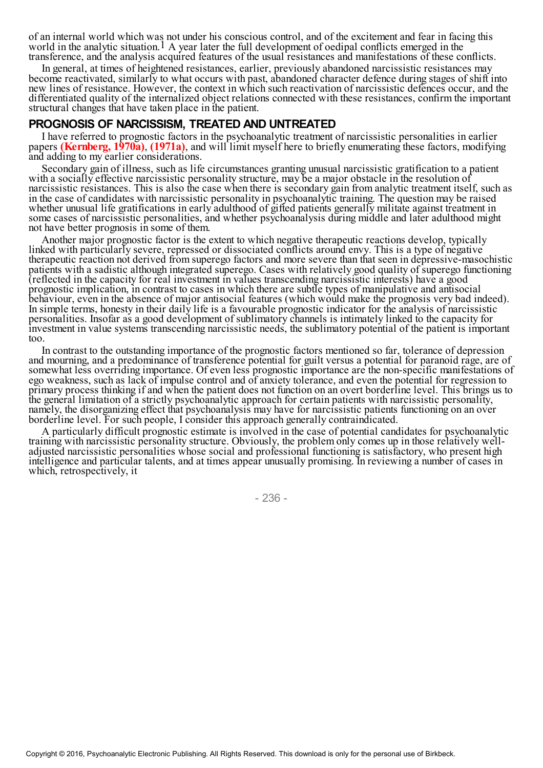of an internal world which was not under his conscious control, and of the excitement and fear in facing this world in the analytic situation.[1] A year later the full development of oedipal conflicts emerged in the transference, and the analysis acquired features of the usual resistances and manifestations of these conflicts.

In general, at times of heightened resistances, earlier, previously abandoned narcissistic resistances may become reactivated, similarly to what occurs with past, abandoned character defence during stages of shift into new lines of resistance. However, the context in which such reactivation of narcissistic defences occur, and the differentiated quality of the internalized object relations connected with these resistances, confirm the important structural changes that have taken place in the patient.

## PROGNOSIS OF NARCISSISM, TREATED AND UNTREATED

I have referred to prognostic factors in the psychoanalytic treatment of narcissistic personalities in earlier papers **(Kernberg, 1970a)**, **(1971a)**, and will limit myself here to briefly enumerating these factors, modifying and adding to my earlier considerations.

Secondary gain of illness, such as life circumstances granting unusual narcissistic gratification to a patient with a socially effective narcissistic personality structure, may be a major obstacle in the resolution of narcissistic resistances. This is also the case when there is secondary gain from analytic treatment itself, such as in the case of candidates with narcissistic personality in psychoanalytic training. The question may be raised whether unusual life gratifications in early adulthood of gifted patients generally militate against treatment in some cases of narcissistic personalities, and whether psychoanalysis during middle and later adulthood might not have better prognosis in some of them.

Another major prognostic factor is the extent to which negative therapeutic reactions develop, typically linked with particularly severe, repressed or dissociated conflicts around envy. This is a type of negative therapeutic reaction not derived from superego factors and more severe than that seen in depressive-masochistic patients with a sadistic although integrated superego. Cases with relatively good quality of superego functioning (reflected in the capacity for real investment in values transcending narcissistic interests) have a good prognostic implication, in contrast to cases in which there are subtle types of manipulative and antisocial behaviour, even in the absence of major antisocial features (which would make the prognosis very bad indeed). In simple terms, honesty in their daily life is a favourable prognostic indicator for the analysis of narcissistic personalities. Insofar as a good development of sublimatory channels is intimately linked to the capacity for investment in value systems transcending narcissistic needs, the sublimatory potential of the patient is important too.

In contrast to the outstanding importance of the prognostic factors mentioned so far, tolerance of depression and mourning, and a predominance of transference potential for guilt versus a potential for paranoid rage, are of somewhat less overriding importance. Of even less prognostic importance are the non-specific manifestations of ego weakness, such as lack of impulse control and of anxiety tolerance, and even the potential for regression to primary process thinking if and when the patient does not function on an overt borderline level. This brings us to the general limitation of a strictly psychoanalytic approach for certain patients with narcissistic personality, namely, the disorganizing effect that psychoanalysis may have for narcissistic patients functioning on an over borderline level. For such people, I consider this approach generally contraindicated.

A particularly difficult prognostic estimate is involved in the case of potential candidates for psychoanalytic training with narcissistic personality structure. Obviously, the problem only comes up in those relatively well-adjusted narcissistic personalities whose social and professional functioning is satisfactory, who present high intelligence and particular talents, and at times appear unusually promising. In reviewing a number of cases in which, retrospectively, it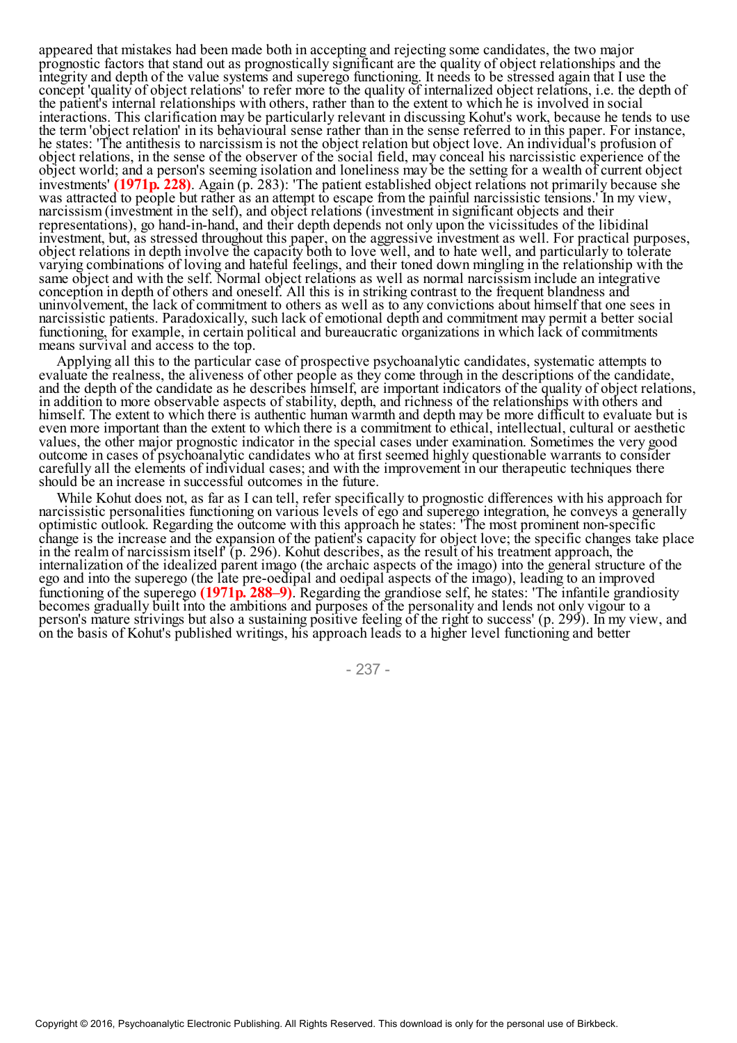appeared that mistakes had been made both in accepting and rejecting some candidates, the two major prognostic factors that stand out as prognostically significant are the quality of object relationships and the integrity and depth of the value systems and superego functioning. It needs to be stressed again that I use the concept 'quality of object relations' to refer more to the quality of internalized object relations, i.e. the depth of the patient's internal relationships with others, rather than to the extent to which he is involved in social interactions. This clarification may be particularly relevant in discussing Kohut's work, because he tends to use the term 'object relation' in its behavioural sense rather than in the sense referred to in this paper. For instance, he states: 'The antithesis to narcissism is not the object relation but object love. An individual's profusion of object relations, in the sense of the observer of the social field, may conceal his narcissistic experience of the object world; and a person's seeming isolation and loneliness may be the setting for a wealth of current object investments' **(1971p. 228)**. Again (p. 283): 'The patient established object relations not primarily because she was attracted to people but rather as an attempt to escape from the painful narcissistic tensions.' In my view, narcissism (investment in the self), and object relations (investment in significant objects and their representations), go hand-in-hand, and their depth depends not only upon the vicissitudes of the libidinal investment, but, as stressed throughout this paper, on the aggressive investment as well. For practical purposes, object relations in depth involve the capacity both to love well, and to hate well, and particularly to tolerate varying combinations of loving and hateful feelings, and their toned down mingling in the relationship with the same object and with the self. Normal object relations as well as normal narcissism include an integrative conception in depth of others and oneself. All this is in striking contrast to the frequent blandness and uninvolvement, the lack of commitment to others as well as to any convictions about himself that one sees in narcissistic patients. Paradoxically, such lack of emotional depth and commitment may permit a better social functioning, for example, in certain political and bureaucratic organizations in which lack of commitments means survival and access to the top.

Applying all this to the particular case of prospective psychoanalytic candidates, systematic attempts to evaluate the realness, the aliveness of other people as they come through in the descriptions of the candidate, and the depth of the candidate as he describes himself, are important indicators of the quality of object relations, in addition to more observable aspects of stability, depth, and richness of the relationships with others and himself. The extent to which there is authentic human warmth and depth may be more difficult to evaluate but is even more important than the extent to which there is a commitment to ethical, intellectual, cultural or aesthetic values, the other major prognostic indicator in the special cases under examination. Sometimes the very good outcome in cases of psychoanalytic candidates who at first seemed highly questionable warrants to consider carefully all the elements of individual cases; and with the improvement in our therapeutic techniques there should be an increase in successful outcomes in the future.

While Kohut does not, as far as I can tell, refer specifically to prognostic differences with his approach for narcissistic personalities functioning on various levels of ego and superego integration, he conveys a generally optimistic outlook. Regarding the outcome with this approach he states: 'The most prominent non-specific change is the increase and the expansion of the patient's capacity for object love; the specific changes take place in the realm of narcissism itself' (p. 296). Kohut describes, as the result of his treatment approach, the internalization of the idealized parent imago (the archaic aspects of the imago) into the general structure of the ego and into the superego (the late pre-oedipal and oedipal aspects of the imago), leading to an improved functioning of the superego **(1971p. 288–9)**. Regarding the grandiose self, he states: 'The infantile grandiosity becomes gradually built into the ambitions and purposes of the personality and lends not only vigour to a person's mature strivings but also a sustaining positive feeling of the right to success' (p. 299). In my view, and on the basis of Kohut's published writings, his approach leads to a higher level functioning and better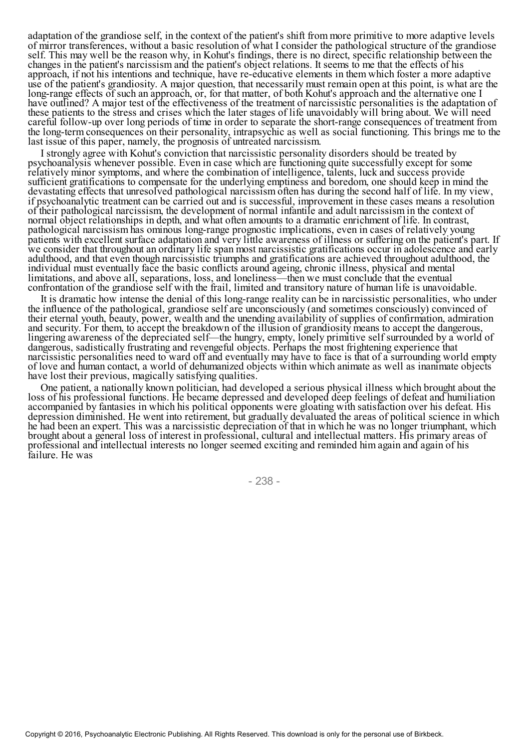adaptation of the grandiose self, in the context of the patient's shift from more primitive to more adaptive levels of mirror transferences, without a basic resolution of what I consider the pathological structure of the grandiose self. This may well be the reason why, in Kohut's findings, there is no direct, specific relationship between the changes in the patient's narcissism and the patient's object relations. It seems to me that the effects of his approach, if not his intentions and technique, have re-educative elements in them which foster a more adaptive use of the patient's grandiosity. A major question, that necessarily must remain open at this point, is what are the long-range effects of such an approach, or, for that matter, of both Kohut's approach and the alternative one I have outlined? A major test of the effectiveness of the treatment of narcissistic personalities is the adaptation of these patients to the stress and crises which the later stages of life unavoidably will bring about. We will need careful follow-up over long periods of time in order to separate the short-range consequences of treatment from the long-term consequences on their personality, intrapsychic as well as social functioning. This brings me to the last issue of this paper, namely, the prognosis of untreated narcissism.

I strongly agree with Kohut's conviction that narcissistic personality disorders should be treated by psychoanalysis whenever possible. Even in case which are functioning quite successfully except for some relatively minor symptoms, and where the combination of intelligence, talents, luck and success provide sufficient gratifications to compensate for the underlying emptiness and boredom, one should keep in mind the devastating effects that unresolved pathological narcissism often has during the second half of life. In my view, if psychoanalytic treatment can be carried out and is successful, improvement in these cases means a resolution of their pathological narcissism, the development of normal infantile and adult narcissism in the context of normal object relationships in depth, and what often amounts to a dramatic enrichment of life. In contrast, pathological narcissism has ominous long-range prognostic implications, even in cases of relatively young patients with excellent surface adaptation and very little awareness of illness or suffering on the patient's part. If we consider that throughout an ordinary life span most narcissistic gratifications occur in adolescence and early adulthood, and that even though narcissistic triumphs and gratifications are achieved throughout adulthood, the individual must eventually face the basic conflicts around ageing, chronic illness, physical and mental limitations, and above all, separations, loss, and loneliness—then we must conclude that the eventual confrontation of the grandiose self with the frail, limited and transitory nature of human life is unavoidable.

It is dramatic how intense the denial of this long-range reality can be in narcissistic personalities, who under the influence of the pathological, grandiose self are unconsciously (and sometimes consciously) convinced of their eternal youth, beauty, power, wealth and the unending availability of supplies of confirmation, admiration and security. For them, to accept the breakdown of the illusion of grandiosity means to accept the dangerous, lingering awareness of the depreciated self—the hungry, empty, lonely primitive self surrounded by a world of dangerous, sadistically frustrating and revengeful objects. Perhaps the most frightening experience that narcissistic personalities need to ward off and eventually may have to face is that of a surrounding world empty of love and human contact, a world of dehumanized objects within which animate as well as inanimate objects have lost their previous, magically satisfying qualities.

One patient, a nationally known politician, had developed a serious physical illness which brought about the loss of his professional functions. He became depressed and developed deep feelings of defeat and humiliation accompanied by fantasies in which his political opponents were gloating with satisfaction over his defeat. His depression diminished. He went into retirement, but gradually devaluated the areas of political science in which he had been an expert. This was a narcissistic depreciation of that in which he was no longer triumphant, which brought about a general loss of interest in professional, cultural and intellectual matters. His primary areas of professional and intellectual interests no longer seemed exciting and reminded him again and again of his failure. He was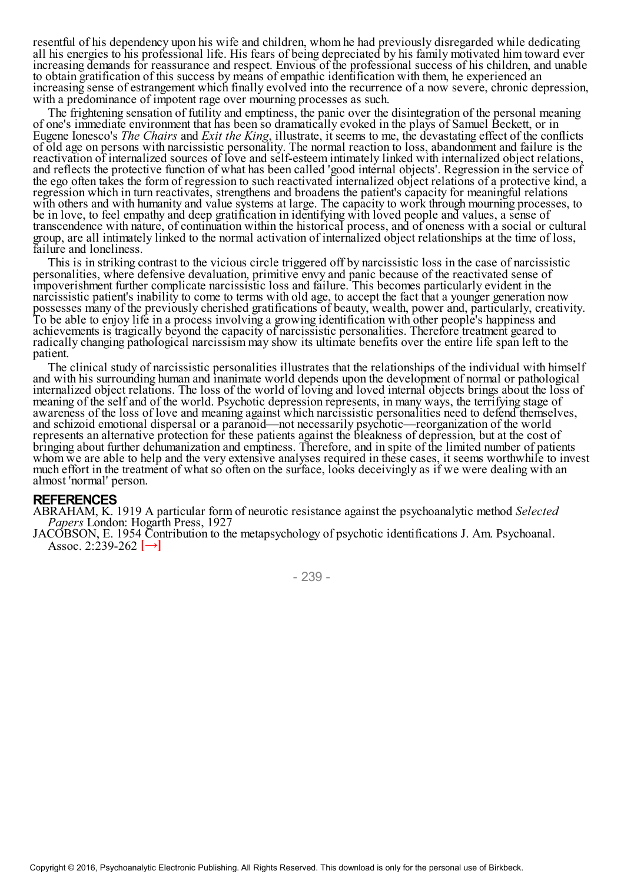resentful of his dependency upon his wife and children, whom he had previously disregarded while dedicating all his energies to his professional life. His fears of being depreciated by his family motivated him toward ever increasing demands for reassurance and respect. Envious of the professional success of his children, and unable to obtain gratification of this success by means of empathic identification with them, he experienced an increasing sense of estrangement which finally evolved into the recurrence of a now severe, chronic depression, with a predominance of impotent rage over mourning processes as such.

The frightening sensation of futility and emptiness, the panic over the disintegration of the personal meaning of one's immediate environment that has been so dramatically evoked in the plays of Samuel Beckett, or in Eugene Ionesco's *The Chairs* and *Exit the King*, illustrate, it seems to me, the devastating effect of the conflicts of old age on persons with narcissistic personality. The normal reaction to loss, abandonment and failure is the reactivation of internalized sources of love and self-esteem intimately linked with internalized object relations, and reflects the protective function of what has been called 'good internal objects'. Regression in the service of the ego often takes the form of regression to such reactivated internalized object relations of a protective kind, a regression which in turn reactivates, strengthens and broadens the patient's capacity for meaningful relations with others and with humanity and value systems at large. The capacity to work through mourning processes, to be in love, to feel empathy and deep gratification in identifying with loved people and values, a sense of transcendence with nature, of continuation within the historical process, and of oneness with a social or cultural group, are all intimately linked to the normal activation of internalized object relationships at the time of loss, failure and loneliness.

This is in striking contrast to the vicious circle triggered off by narcissistic loss in the case of narcissistic personalities, where defensive devaluation, primitive envy and panic because of the reactivated sense of impoverishment further complicate narcissistic loss and failure. This becomes particularly evident in the narcissistic patient's inability to come to terms with old age, to accept the fact that a younger generation now possesses many of the previously cherished gratifications of beauty, wealth, power and, particularly, creativity. To be able to enjoy life in a process involving a growing identification with other people's happiness and achievements is tragically beyond the capacity of narcissistic personalities. Therefore treatment geared to radically changing pathological narcissism may show its ultimate benefits over the entire life span left to the patient.

The clinical study of narcissistic personalities illustrates that the relationships of the individual with himself and with his surrounding human and inanimate world depends upon the development of normal or pathological internalized object relations. The loss of the world of loving and loved internal objects brings about the loss of meaning of the self and of the world. Psychotic depression represents, in many ways, the terrifying stage of awareness of the loss of love and meaning against which narcissistic personalities need to defend themselves, and schizoid emotional dispersal or a paranoid—not necessarily psychotic—reorganization of the world represents an alternative protection for these patients against the bleakness of depression, but at the cost of bringing about further dehumanization and emptiness. Therefore, and in spite of the limited number of patients whom we are able to help and the very extensive analyses required in these cases, it seems worthwhile to invest much effort in the treatment of what so often on the surface, looks deceivingly as if we were dealing with an almost 'normal' person.

## REFERENCES

ABRAHAM, K. 1919 A particular form of neurotic resistance against the psychoanalytic method *Selected Papers* London: Hogarth Press, 1927

JACOBSON, E. 1954 Contribution to the metapsychology of psychotic identifications J. Am. Psychoanal. Assoc. 2:239-262 [→]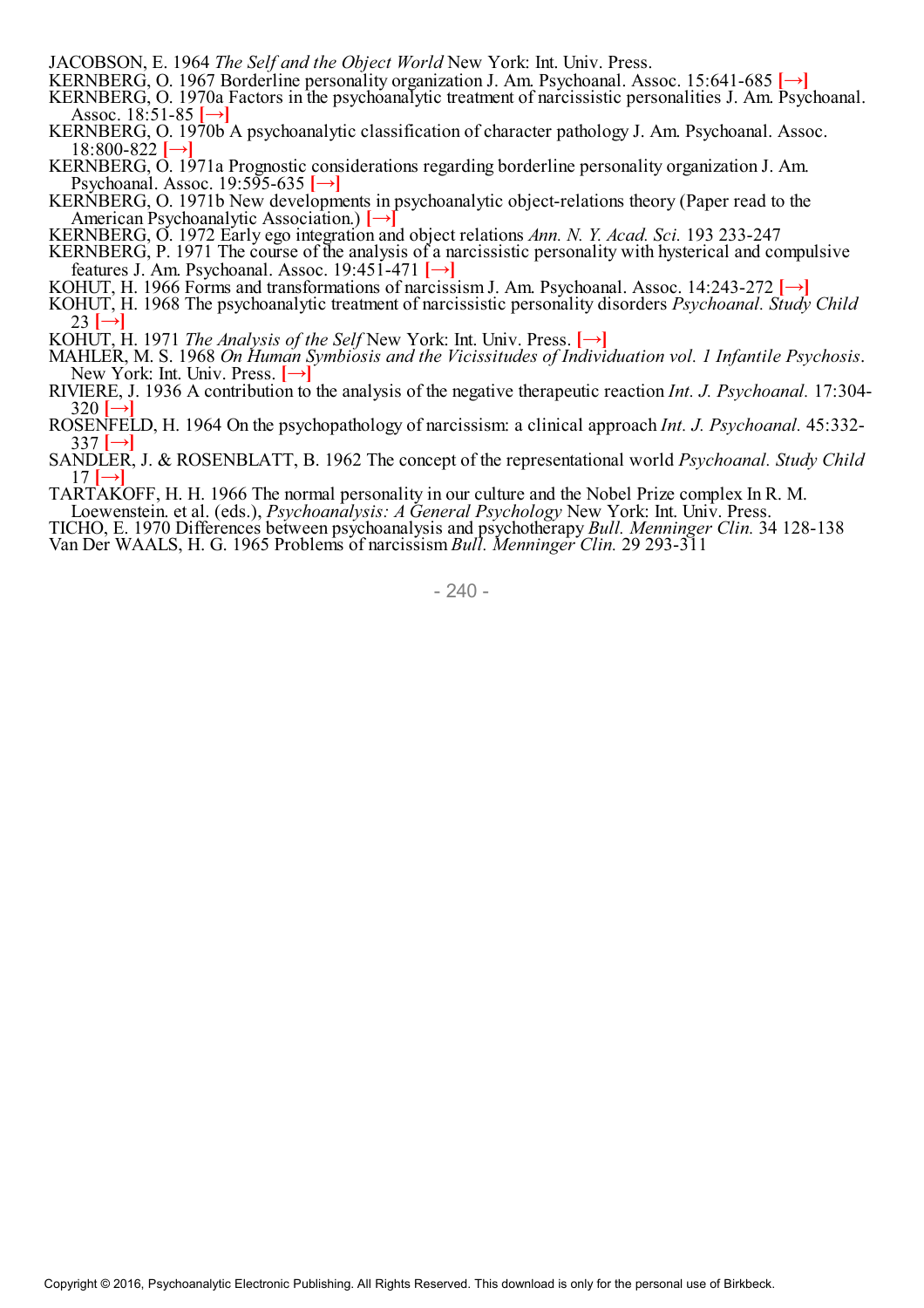JACOBSON, E. 1964 *The Self and the Object World* New York: Int. Univ. Press.

KERNBERG, O. 1967 Borderline personality organization J. Am. Psychoanal. Assoc. 15:641-685 [→]

KERNBERG, O. 1970a Factors in the psychoanalytic treatment of narcissistic personalities J. Am. Psychoanal. Assoc. 18:51-85 [→]

KERNBERG, O. 1970b A psychoanalytic classification of character pathology J. Am. Psychoanal. Assoc. 18:800-822 [→]

KERNBERG, O. 1971a Prognostic considerations regarding borderline personality organization J. Am. Psychoanal. Assoc. 19:595-635 [→]

KERNBERG, O. 1971b New developments in psychoanalytic object-relations theory (Paper read to the American Psychoanalytic Association.) [→]

KERNBERG, O. 1972 Early ego integration and object relations *Ann. N. Y. Acad. Sci.* 193 233-247

KERNBERG, P. 1971 The course of the analysis of a narcissistic personality with hysterical and compulsive features J. Am. Psychoanal. Assoc. 19:451-471 [→]

KOHUT, H. 1966 Forms and transformations of narcissism J. Am. Psychoanal. Assoc. 14:243-272 [→]

KOHUT, H. 1968 The psychoanalytic treatment of narcissistic personality disorders *Psychoanal. Study Child* 23 [→]

KOHUT, H. 1971 *The Analysis of the Self* New York: Int. Univ. Press. [→]

MAHLER, M. S. 1968 *On Human Symbiosis and the Vicissitudes of Individuation vol. 1 Infantile Psychosis*. New York: Int. Univ. Press. [→]

RIVIERE, J. 1936 A contribution to the analysis of the negative therapeutic reaction *Int. J. Psychoanal.* 17:304-320 [→]

ROSENFELD, H. 1964 On the psychopathology of narcissism: a clinical approach *Int. J. Psychoanal.* 45:332-337 [→]

SANDLER, J. & ROSENBLATT, B. 1962 The concept of the representational world *Psychoanal. Study Child* 17 [→]

TARTAKOFF, H. H. 1966 The normal personality in our culture and the Nobel Prize complex In R. M. Loewenstein. et al. (eds.), *Psychoanalysis: A General Psychology* New York: Int. Univ. Press.

TICHO, E. 1970 Differences between psychoanalysis and psychotherapy *Bull. Menninger Clin.* 34 128-138

Van Der WAALS, H. G. 1965 Problems of narcissism *Bull. Menninger Clin.* 29 293-311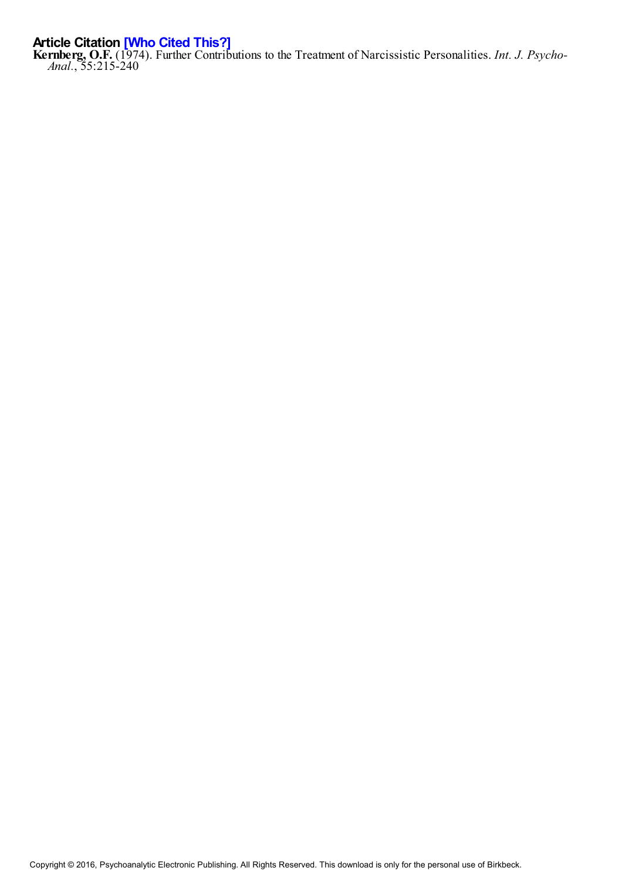**Article Citation [Who Cited This?]**

**Kernberg, O.F.** (1974). Further Contributions to the Treatment of Narcissistic Personalities. *Int. J. Psycho-Anal.*, 55:215-240

Copyright © 2016, Psychoanalytic Electronic Publishing. All Rights Reserved. This download is only for the personal use of Birkbeck.